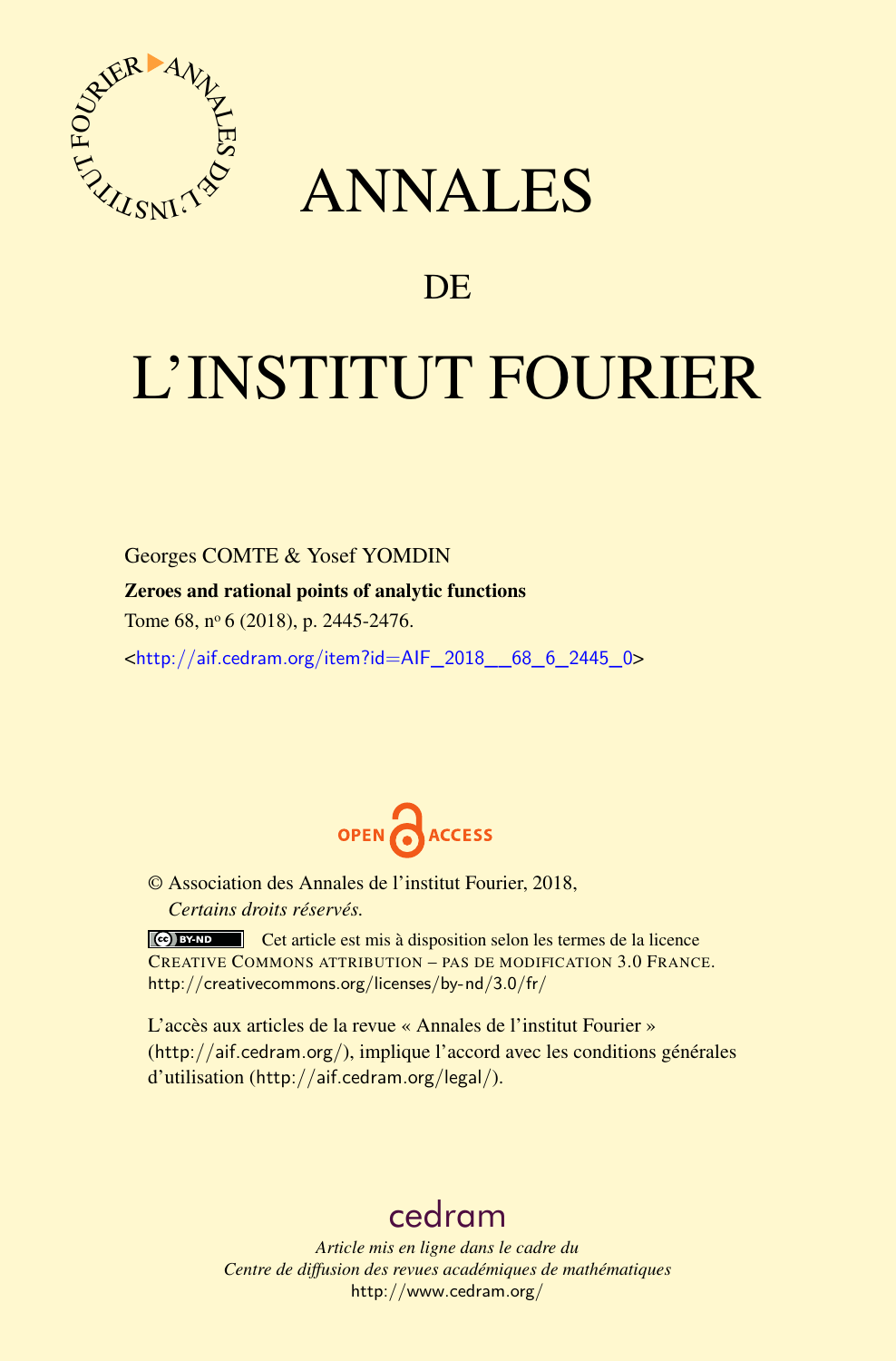# ANNALES

# DE

# L'INSTITUT FOURIER

Georges COMTE & Yosef YOMDIN

**Zeroes and rational points of analytic functions**

Tome 68, nº 6 (2018), p. 2445-2476.

<http://aif.cedram.org/item?id=AIF_2018__68_6_2445_0>

OPEN ACCESS

© Association des Annales de l'institut Fourier, 2018,
*Certains droits réservés.*

Cet article est mis à disposition selon les termes de la licence CREATIVE COMMONS ATTRIBUTION – PAS DE MODIFICATION 3.0 FRANCE.
http://creativecommons.org/licenses/by-nd/3.0/fr/

L'accès aux articles de la revue « Annales de l'institut Fourier » (http://aif.cedram.org/), implique l'accord avec les conditions générales d'utilisation (http://aif.cedram.org/legal/).

cedram

*Article mis en ligne dans le cadre du*
*Centre de diffusion des revues académiques de mathématiques*
http://www.cedram.org/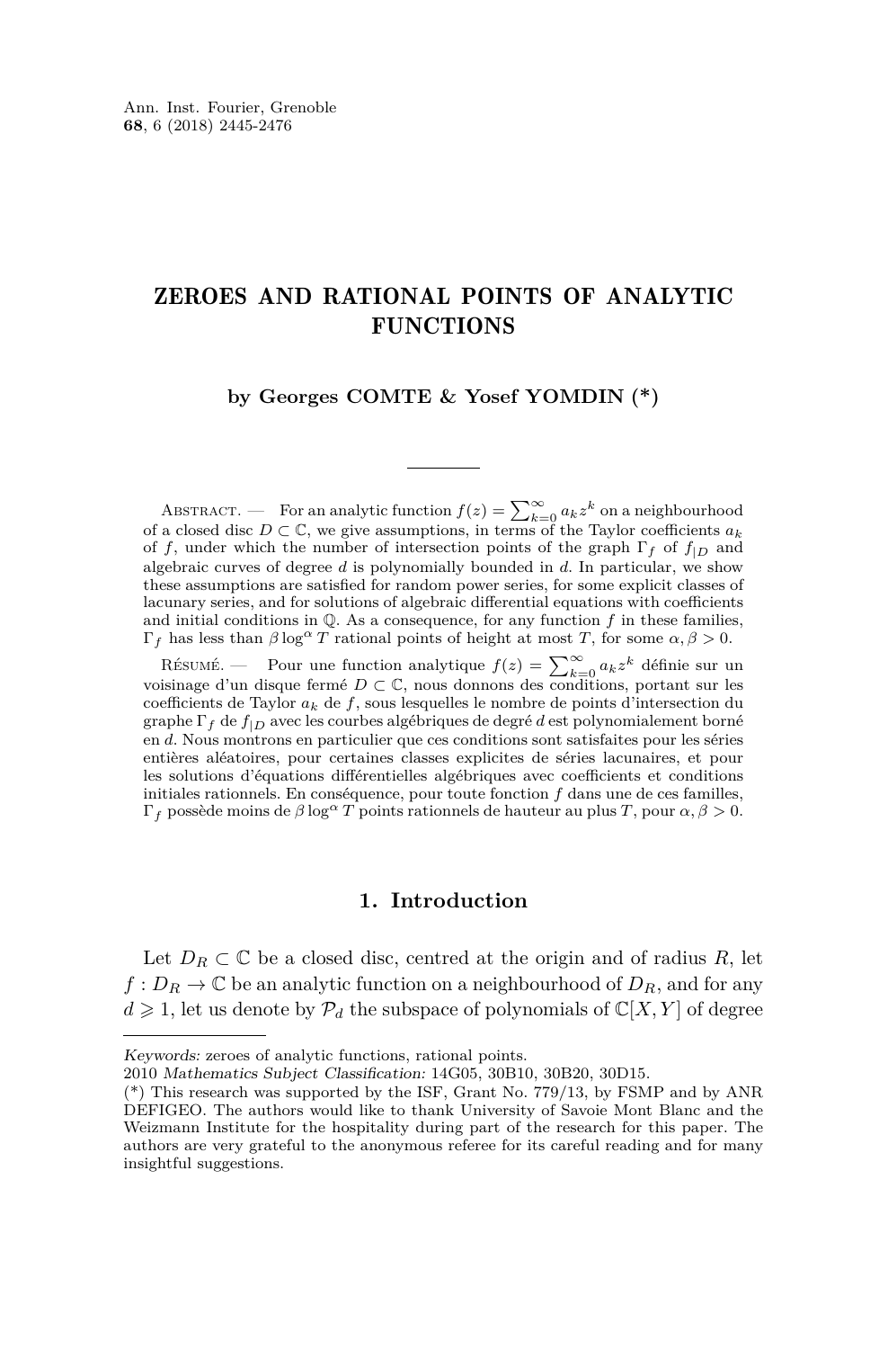# ZEROES AND RATIONAL POINTS OF ANALYTIC FUNCTIONS

**by Georges COMTE & Yosef YOMDIN (\*)**

Abstract. — For an analytic function $f(z) = \sum_{k=0}^{\infty} a_k z^k$ on a neighbourhood of a closed disc $D \subset \mathbb{C}$, we give assumptions, in terms of the Taylor coefficients $a_k$ of $f$, under which the number of intersection points of the graph $\Gamma_f$ of $f_{|D}$ and algebraic curves of degree $d$ is polynomially bounded in $d$. In particular, we show these assumptions are satisfied for random power series, for some explicit classes of lacunary series, and for solutions of algebraic differential equations with coefficients and initial conditions in $\mathbb{Q}$. As a consequence, for any function $f$ in these families, $\Gamma_f$ has less than $\beta \log^{\alpha} T$ rational points of height at most $T$, for some $\alpha, \beta > 0$.

Résumé. — Pour une function analytique $f(z) = \sum_{k=0}^{\infty} a_k z^k$ définie sur un voisinage d'un disque fermé $D \subset \mathbb{C}$, nous donnons des conditions, portant sur les coefficients de Taylor $a_k$ de $f$, sous lesquelles le nombre de points d'intersection du graphe $\Gamma_f$ de $f_{|D}$ avec les courbes algébriques de degré $d$ est polynomialement borné en $d$. Nous montrons en particulier que ces conditions sont satisfaites pour les séries entières aléatoires, pour certaines classes explicites de séries lacunaires, et pour les solutions d'équations différentielles algébriques avec coefficients et conditions initiales rationnels. En conséquence, pour toute fonction $f$ dans une de ces familles, $\Gamma_f$ possède moins de $\beta \log^{\alpha} T$ points rationnels de hauteur au plus $T$, pour $\alpha, \beta > 0$.

## 1. Introduction

Let $D_R \subset \mathbb{C}$ be a closed disc, centred at the origin and of radius $R$, let $f : D_R \to \mathbb{C}$ be an analytic function on a neighbourhood of $D_R$, and for any $d \geqslant 1$, let us denote by $\mathcal{P}_d$ the subspace of polynomials of $\mathbb{C}[X, Y]$ of degree

---

*Keywords:* zeroes of analytic functions, rational points.

2010 *Mathematics Subject Classification:* 14G05, 30B10, 30B20, 30D15.

(\*) This research was supported by the ISF, Grant No. 779/13, by FSMP and by ANR DEFIGEO. The authors would like to thank University of Savoie Mont Blanc and the Weizmann Institute for the hospitality during part of the research for this paper. The authors are very grateful to the anonymous referee for its careful reading and for many insightful suggestions.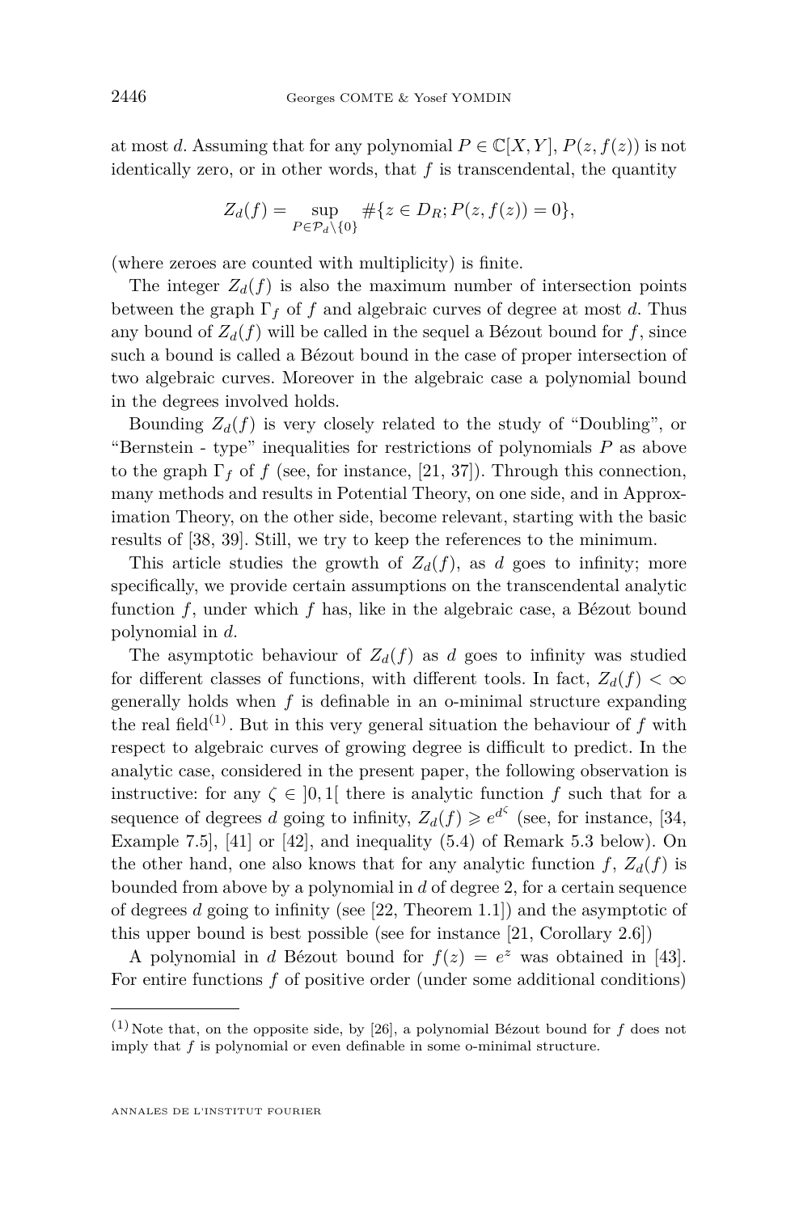at most $d$. Assuming that for any polynomial $P \in \mathbb{C}[X,Y]$, $P(z, f(z))$ is not identically zero, or in other words, that $f$ is transcendental, the quantity

$$Z_d(f) = \sup_{P \in \mathcal{P}_d \setminus \{0\}} \#\{z \in D_R; P(z, f(z)) = 0\},$$

(where zeroes are counted with multiplicity) is finite.

The integer $Z_d(f)$ is also the maximum number of intersection points between the graph $\Gamma_f$ of $f$ and algebraic curves of degree at most $d$. Thus any bound of $Z_d(f)$ will be called in the sequel a Bézout bound for $f$, since such a bound is called a Bézout bound in the case of proper intersection of two algebraic curves. Moreover in the algebraic case a polynomial bound in the degrees involved holds.

Bounding $Z_d(f)$ is very closely related to the study of "Doubling", or "Bernstein - type" inequalities for restrictions of polynomials $P$ as above to the graph $\Gamma_f$ of $f$ (see, for instance, [21, 37]). Through this connection, many methods and results in Potential Theory, on one side, and in Approximation Theory, on the other side, become relevant, starting with the basic results of [38, 39]. Still, we try to keep the references to the minimum.

This article studies the growth of $Z_d(f)$, as $d$ goes to infinity; more specifically, we provide certain assumptions on the transcendental analytic function $f$, under which $f$ has, like in the algebraic case, a Bézout bound polynomial in $d$.

The asymptotic behaviour of $Z_d(f)$ as $d$ goes to infinity was studied for different classes of functions, with different tools. In fact, $Z_d(f) < \infty$ generally holds when $f$ is definable in an o-minimal structure expanding the real field[(1)]. But in this very general situation the behaviour of $f$ with respect to algebraic curves of growing degree is difficult to predict. In the analytic case, considered in the present paper, the following observation is instructive: for any $\zeta \in ]0,1[$ there is analytic function $f$ such that for a sequence of degrees $d$ going to infinity, $Z_d(f) \geqslant e^{d^\zeta}$ (see, for instance, [34, Example 7.5], [41] or [42], and inequality (5.4) of Remark 5.3 below). On the other hand, one also knows that for any analytic function $f$, $Z_d(f)$ is bounded from above by a polynomial in $d$ of degree 2, for a certain sequence of degrees $d$ going to infinity (see [22, Theorem 1.1]) and the asymptotic of this upper bound is best possible (see for instance [21, Corollary 2.6])

A polynomial in $d$ Bézout bound for $f(z) = e^z$ was obtained in [43]. For entire functions $f$ of positive order (under some additional conditions)

---

(1) Note that, on the opposite side, by [26], a polynomial Bézout bound for $f$ does not imply that $f$ is polynomial or even definable in some o-minimal structure.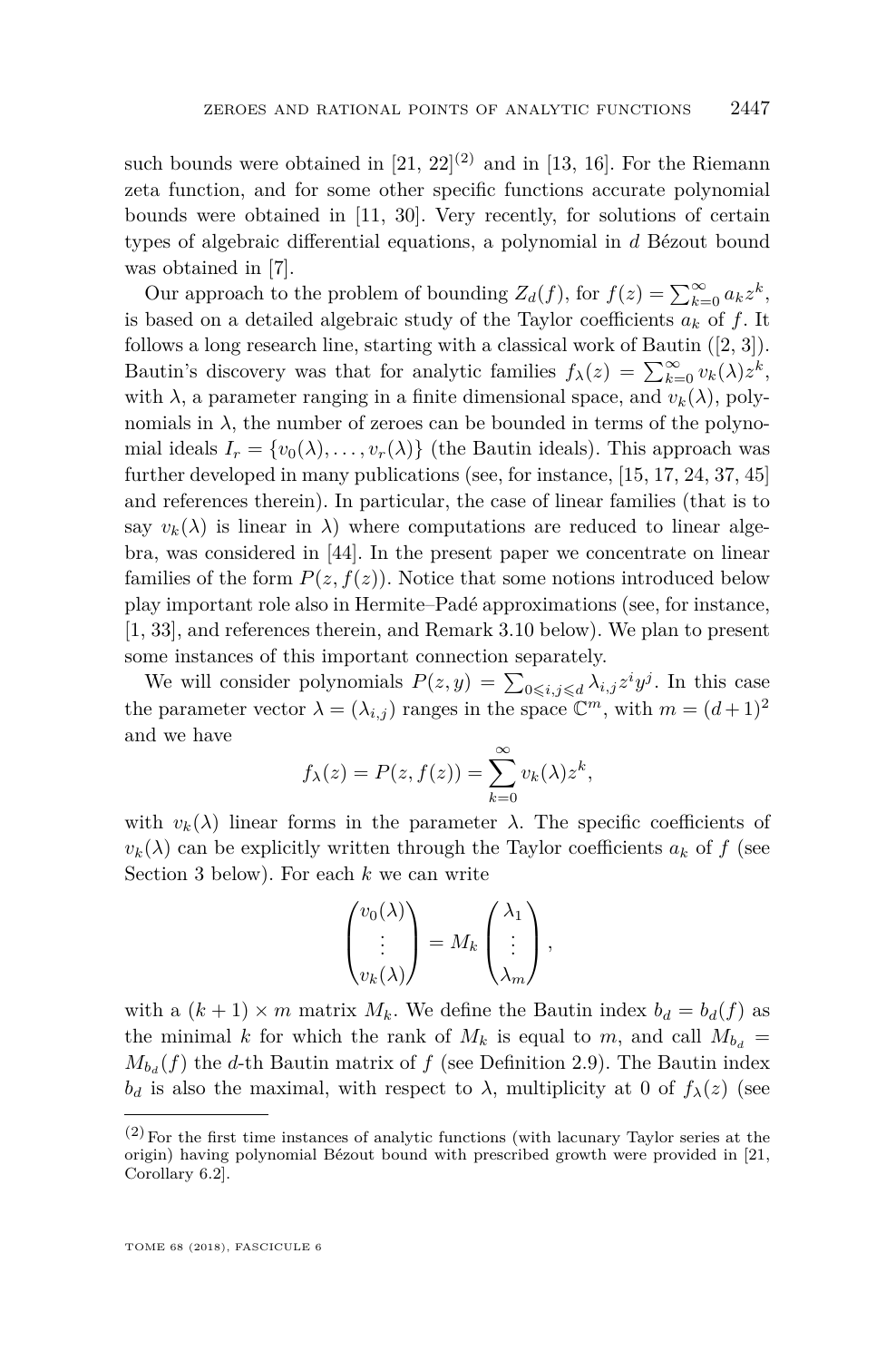such bounds were obtained in [21, 22][(2)] and in [13, 16]. For the Riemann zeta function, and for some other specific functions accurate polynomial bounds were obtained in [11, 30]. Very recently, for solutions of certain types of algebraic differential equations, a polynomial in $d$ Bézout bound was obtained in [7].

Our approach to the problem of bounding $Z_d(f)$, for $f(z) = \sum_{k=0}^{\infty} a_k z^k$, is based on a detailed algebraic study of the Taylor coefficients $a_k$ of $f$. It follows a long research line, starting with a classical work of Bautin ([2, 3]). Bautin's discovery was that for analytic families $f_\lambda(z) = \sum_{k=0}^{\infty} v_k(\lambda) z^k$, with $\lambda$, a parameter ranging in a finite dimensional space, and $v_k(\lambda)$, polynomials in $\lambda$, the number of zeroes can be bounded in terms of the polynomial ideals $I_r = \{v_0(\lambda), \ldots, v_r(\lambda)\}$ (the Bautin ideals). This approach was further developed in many publications (see, for instance, [15, 17, 24, 37, 45] and references therein). In particular, the case of linear families (that is to say $v_k(\lambda)$ is linear in $\lambda$) where computations are reduced to linear algebra, was considered in [44]. In the present paper we concentrate on linear families of the form $P(z, f(z))$. Notice that some notions introduced below play important role also in Hermite–Padé approximations (see, for instance, [1, 33], and references therein, and Remark 3.10 below). We plan to present some instances of this important connection separately.

We will consider polynomials $P(z, y) = \sum_{0 \leqslant i,j \leqslant d} \lambda_{i,j} z^i y^j$. In this case the parameter vector $\lambda = (\lambda_{i,j})$ ranges in the space $\mathbb{C}^m$, with $m = (d+1)^2$ and we have

$$f_\lambda(z) = P(z, f(z)) = \sum_{k=0}^{\infty} v_k(\lambda) z^k,$$

with $v_k(\lambda)$ linear forms in the parameter $\lambda$. The specific coefficients of $v_k(\lambda)$ can be explicitly written through the Taylor coefficients $a_k$ of $f$ (see Section 3 below). For each $k$ we can write

$$\begin{pmatrix} v_0(\lambda) \\ \vdots \\ v_k(\lambda) \end{pmatrix} = M_k \begin{pmatrix} \lambda_1 \\ \vdots \\ \lambda_m \end{pmatrix},$$

with a $(k+1) \times m$ matrix $M_k$. We define the Bautin index $b_d = b_d(f)$ as the minimal $k$ for which the rank of $M_k$ is equal to $m$, and call $M_{b_d} = M_{b_d}(f)$ the $d$-th Bautin matrix of $f$ (see Definition 2.9). The Bautin index $b_d$ is also the maximal, with respect to $\lambda$, multiplicity at 0 of $f_\lambda(z)$ (see

(2) For the first time instances of analytic functions (with lacunary Taylor series at the origin) having polynomial Bézout bound with prescribed growth were provided in [21, Corollary 6.2].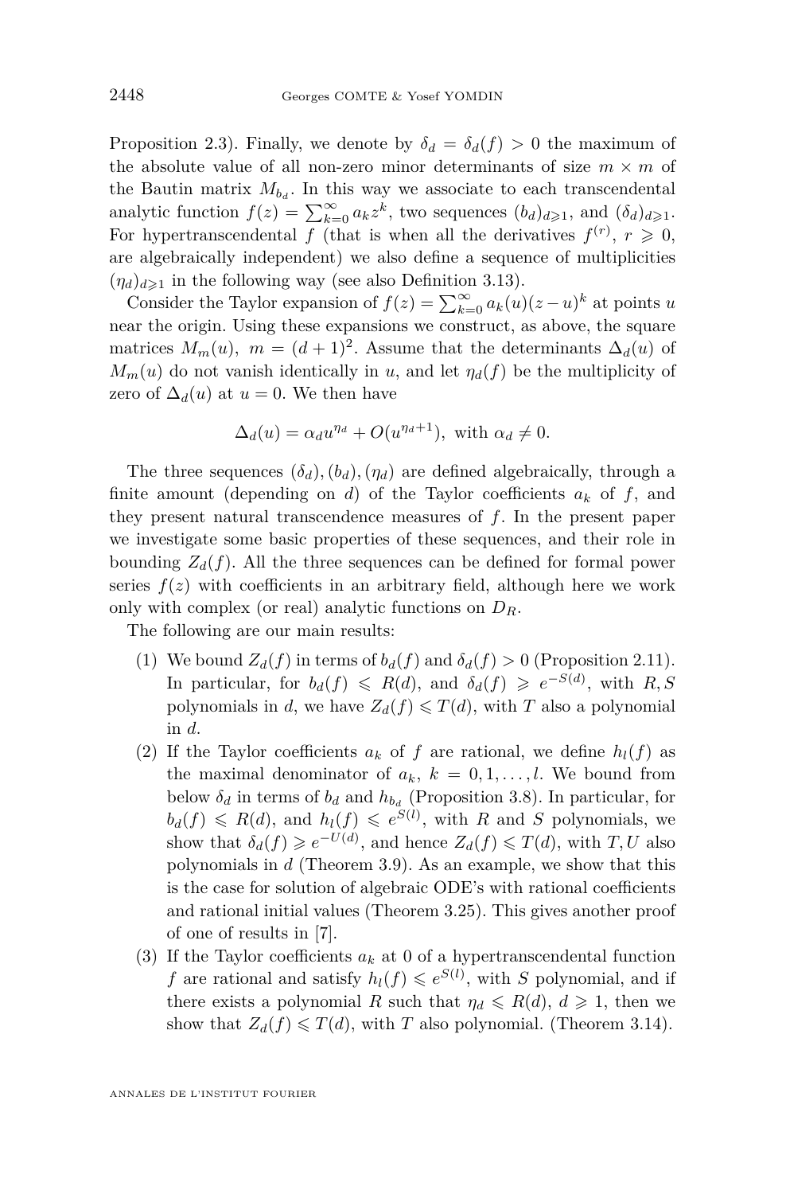Proposition 2.3). Finally, we denote by $\delta_d = \delta_d(f) > 0$ the maximum of the absolute value of all non-zero minor determinants of size $m \times m$ of the Bautin matrix $M_{b_d}$. In this way we associate to each transcendental analytic function $f(z) = \sum_{k=0}^{\infty} a_k z^k$, two sequences $(b_d)_{d\geqslant 1}$, and $(\delta_d)_{d\geqslant 1}$. For hypertranscendental $f$ (that is when all the derivatives $f^{(r)}$, $r \geqslant 0$, are algebraically independent) we also define a sequence of multiplicities $(\eta_d)_{d\geqslant 1}$ in the following way (see also Definition 3.13).

Consider the Taylor expansion of $f(z) = \sum_{k=0}^{\infty} a_k(u)(z-u)^k$ at points $u$ near the origin. Using these expansions we construct, as above, the square matrices $M_m(u)$, $m = (d+1)^2$. Assume that the determinants $\Delta_d(u)$ of $M_m(u)$ do not vanish identically in $u$, and let $\eta_d(f)$ be the multiplicity of zero of $\Delta_d(u)$ at $u = 0$. We then have

$$\Delta_d(u) = \alpha_d u^{\eta_d} + O(u^{\eta_d+1}), \text{ with } \alpha_d \neq 0.$$

The three sequences $(\delta_d), (b_d), (\eta_d)$ are defined algebraically, through a finite amount (depending on $d$) of the Taylor coefficients $a_k$ of $f$, and they present natural transcendence measures of $f$. In the present paper we investigate some basic properties of these sequences, and their role in bounding $Z_d(f)$. All the three sequences can be defined for formal power series $f(z)$ with coefficients in an arbitrary field, although here we work only with complex (or real) analytic functions on $D_R$.

The following are our main results:

1. We bound $Z_d(f)$ in terms of $b_d(f)$ and $\delta_d(f) > 0$ (Proposition 2.11). In particular, for $b_d(f) \leqslant R(d)$, and $\delta_d(f) \geqslant e^{-S(d)}$, with $R, S$ polynomials in $d$, we have $Z_d(f) \leqslant T(d)$, with $T$ also a polynomial in $d$.
2. If the Taylor coefficients $a_k$ of $f$ are rational, we define $h_l(f)$ as the maximal denominator of $a_k$, $k = 0, 1, \dots, l$. We bound from below $\delta_d$ in terms of $b_d$ and $h_{b_d}$ (Proposition 3.8). In particular, for $b_d(f) \leqslant R(d)$, and $h_l(f) \leqslant e^{S(l)}$, with $R$ and $S$ polynomials, we show that $\delta_d(f) \geqslant e^{-U(d)}$, and hence $Z_d(f) \leqslant T(d)$, with $T, U$ also polynomials in $d$ (Theorem 3.9). As an example, we show that this is the case for solution of algebraic ODE's with rational coefficients and rational initial values (Theorem 3.25). This gives another proof of one of results in [7].
3. If the Taylor coefficients $a_k$ at 0 of a hypertranscendental function $f$ are rational and satisfy $h_l(f) \leqslant e^{S(l)}$, with $S$ polynomial, and if there exists a polynomial $R$ such that $\eta_d \leqslant R(d)$, $d \geqslant 1$, then we show that $Z_d(f) \leqslant T(d)$, with $T$ also polynomial. (Theorem 3.14).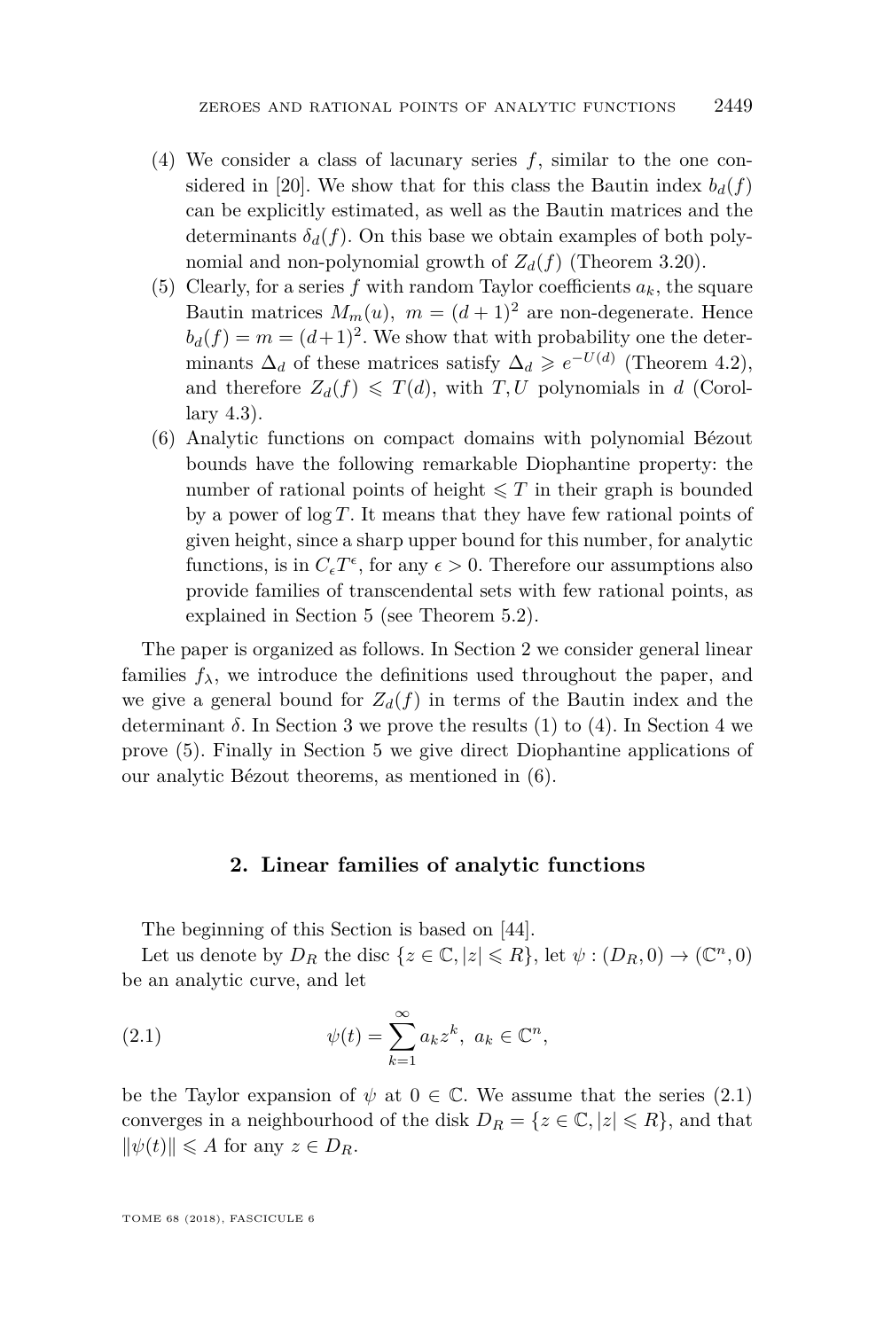(4) We consider a class of lacunary series $f$, similar to the one considered in [20]. We show that for this class the Bautin index $b_d(f)$ can be explicitly estimated, as well as the Bautin matrices and the determinants $\delta_d(f)$. On this base we obtain examples of both polynomial and non-polynomial growth of $Z_d(f)$ (Theorem 3.20).

(5) Clearly, for a series $f$ with random Taylor coefficients $a_k$, the square Bautin matrices $M_m(u),\ m = (d+1)^2$ are non-degenerate. Hence $b_d(f) = m = (d+1)^2$. We show that with probability one the determinants $\Delta_d$ of these matrices satisfy $\Delta_d \geqslant e^{-U(d)}$ (Theorem 4.2), and therefore $Z_d(f) \leqslant T(d)$, with $T, U$ polynomials in $d$ (Corollary 4.3).

(6) Analytic functions on compact domains with polynomial Bézout bounds have the following remarkable Diophantine property: the number of rational points of height $\leqslant T$ in their graph is bounded by a power of $\log T$. It means that they have few rational points of given height, since a sharp upper bound for this number, for analytic functions, is in $C_\epsilon T^\epsilon$, for any $\epsilon > 0$. Therefore our assumptions also provide families of transcendental sets with few rational points, as explained in Section 5 (see Theorem 5.2).

The paper is organized as follows. In Section 2 we consider general linear families $f_\lambda$, we introduce the definitions used throughout the paper, and we give a general bound for $Z_d(f)$ in terms of the Bautin index and the determinant $\delta$. In Section 3 we prove the results (1) to (4). In Section 4 we prove (5). Finally in Section 5 we give direct Diophantine applications of our analytic Bézout theorems, as mentioned in (6).

## 2. Linear families of analytic functions

The beginning of this Section is based on [44].

Let us denote by $D_R$ the disc $\{z \in \mathbb{C}, |z| \leqslant R\}$, let $\psi : (D_R, 0) \to (\mathbb{C}^n, 0)$ be an analytic curve, and let

$$\psi(t) = \sum_{k=1}^{\infty} a_k z^k,\ a_k \in \mathbb{C}^n, \tag{2.1}$$

be the Taylor expansion of $\psi$ at $0 \in \mathbb{C}$. We assume that the series (2.1) converges in a neighbourhood of the disk $D_R = \{z \in \mathbb{C}, |z| \leqslant R\}$, and that $\|\psi(t)\| \leqslant A$ for any $z \in D_R$.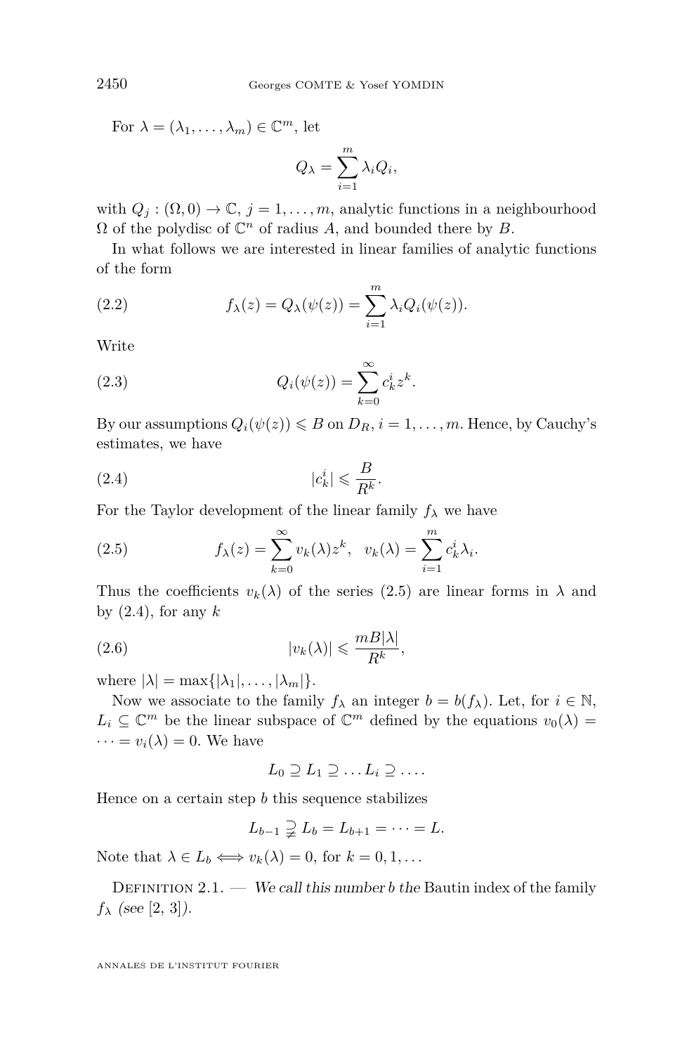For $\lambda = (\lambda_1, \dots, \lambda_m) \in \mathbb{C}^m$, let

$$Q_\lambda = \sum_{i=1}^{m} \lambda_i Q_i,$$

with $Q_j : (\Omega, 0) \to \mathbb{C}$, $j = 1, \dots, m$, analytic functions in a neighbourhood $\Omega$ of the polydisc of $\mathbb{C}^n$ of radius $A$, and bounded there by $B$.

In what follows we are interested in linear families of analytic functions of the form

$$f_\lambda(z) = Q_\lambda(\psi(z)) = \sum_{i=1}^{m} \lambda_i Q_i(\psi(z)). \tag{2.2}$$

Write

$$Q_i(\psi(z)) = \sum_{k=0}^{\infty} c_k^i z^k. \tag{2.3}$$

By our assumptions $Q_i(\psi(z)) \leqslant B$ on $D_R$, $i = 1, \dots, m$. Hence, by Cauchy's estimates, we have

$$|c_k^i| \leqslant \frac{B}{R^k}. \tag{2.4}$$

For the Taylor development of the linear family $f_\lambda$ we have

$$f_\lambda(z) = \sum_{k=0}^{\infty} v_k(\lambda) z^k, \quad v_k(\lambda) = \sum_{i=1}^{m} c_k^i \lambda_i. \tag{2.5}$$

Thus the coefficients $v_k(\lambda)$ of the series (2.5) are linear forms in $\lambda$ and by (2.4), for any $k$

$$|v_k(\lambda)| \leqslant \frac{mB|\lambda|}{R^k}, \tag{2.6}$$

where $|\lambda| = \max\{|\lambda_1|, \dots, |\lambda_m|\}$.

Now we associate to the family $f_\lambda$ an integer $b = b(f_\lambda)$. Let, for $i \in \mathbb{N}$, $L_i \subseteq \mathbb{C}^m$ be the linear subspace of $\mathbb{C}^m$ defined by the equations $v_0(\lambda) = \cdots = v_i(\lambda) = 0$. We have

$$L_0 \supseteq L_1 \supseteq \dots L_i \supseteq \dots.$$

Hence on a certain step $b$ this sequence stabilizes

$$L_{b-1} \supsetneq L_b = L_{b+1} = \cdots = L.$$

Note that $\lambda \in L_b \iff v_k(\lambda) = 0$, for $k = 0, 1, \dots$

Definition 2.1. — *We call this number $b$ the* Bautin index of the family $f_\lambda$ *(see [2, 3]).*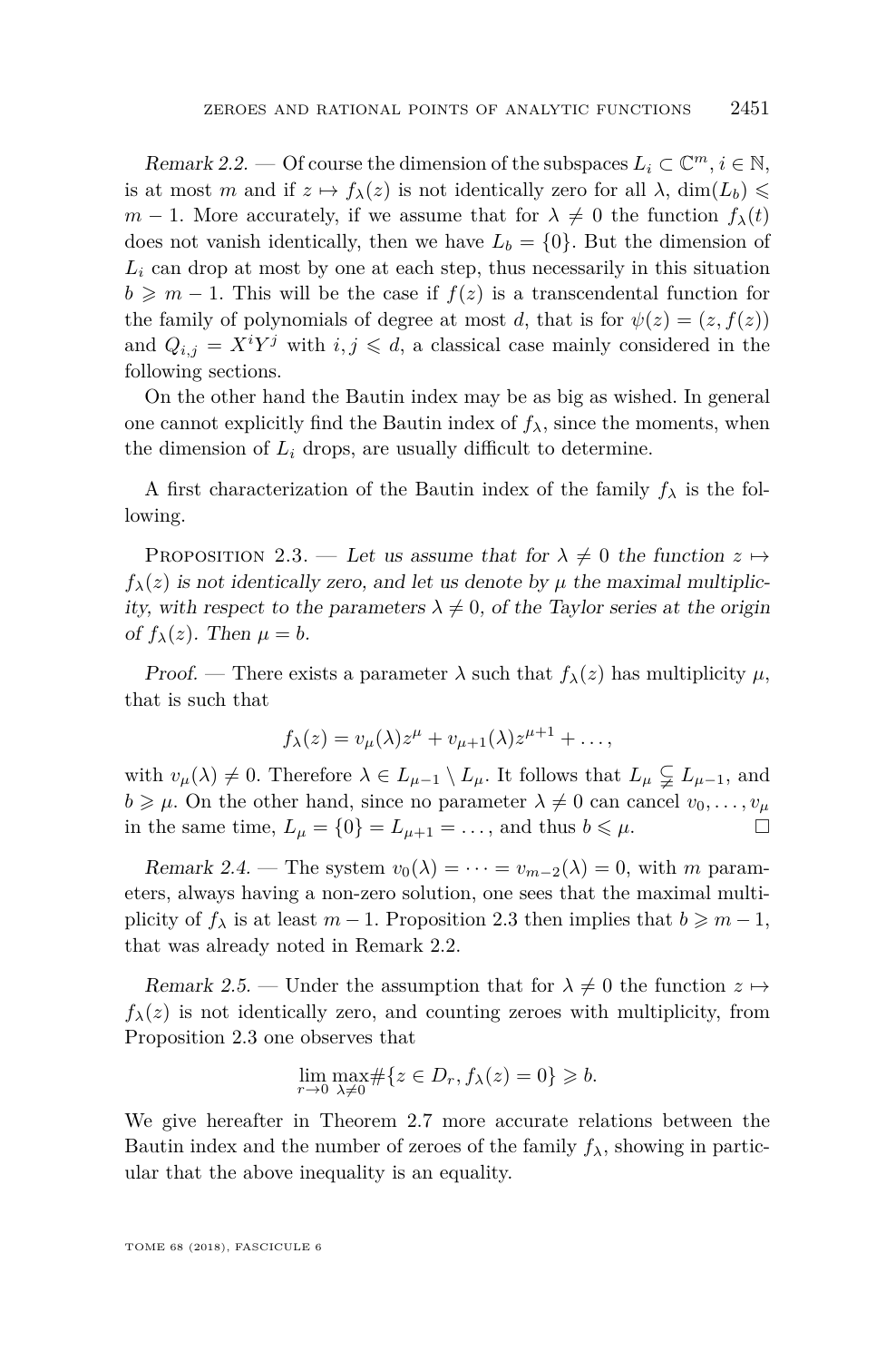*Remark 2.2.* — Of course the dimension of the subspaces $L_i \subset \mathbb{C}^m$, $i \in \mathbb{N}$, is at most $m$ and if $z \mapsto f_\lambda(z)$ is not identically zero for all $\lambda$, $\dim(L_b) \leqslant m-1$. More accurately, if we assume that for $\lambda \neq 0$ the function $f_\lambda(t)$ does not vanish identically, then we have $L_b = \{0\}$. But the dimension of $L_i$ can drop at most by one at each step, thus necessarily in this situation $b \geqslant m-1$. This will be the case if $f(z)$ is a transcendental function for the family of polynomials of degree at most $d$, that is for $\psi(z) = (z, f(z))$ and $Q_{i,j} = X^i Y^j$ with $i, j \leqslant d$, a classical case mainly considered in the following sections.

On the other hand the Bautin index may be as big as wished. In general one cannot explicitly find the Bautin index of $f_\lambda$, since the moments, when the dimension of $L_i$ drops, are usually difficult to determine.

A first characterization of the Bautin index of the family $f_\lambda$ is the following.

Proposition 2.3. — *Let us assume that for $\lambda \neq 0$ the function $z \mapsto f_\lambda(z)$ is not identically zero, and let us denote by $\mu$ the maximal multiplicity, with respect to the parameters $\lambda \neq 0$, of the Taylor series at the origin of $f_\lambda(z)$. Then $\mu = b$.*

*Proof.* — There exists a parameter $\lambda$ such that $f_\lambda(z)$ has multiplicity $\mu$, that is such that

$$f_\lambda(z) = v_\mu(\lambda) z^\mu + v_{\mu+1}(\lambda) z^{\mu+1} + \dots,$$

with $v_\mu(\lambda) \neq 0$. Therefore $\lambda \in L_{\mu-1} \setminus L_\mu$. It follows that $L_\mu \subsetneq L_{\mu-1}$, and $b \geqslant \mu$. On the other hand, since no parameter $\lambda \neq 0$ can cancel $v_0, \dots, v_\mu$ in the same time, $L_\mu = \{0\} = L_{\mu+1} = \dots$, and thus $b \leqslant \mu$. ☐

*Remark 2.4.* — The system $v_0(\lambda) = \dots = v_{m-2}(\lambda) = 0$, with $m$ parameters, always having a non-zero solution, one sees that the maximal multiplicity of $f_\lambda$ is at least $m-1$. Proposition 2.3 then implies that $b \geqslant m-1$, that was already noted in Remark 2.2.

*Remark 2.5.* — Under the assumption that for $\lambda \neq 0$ the function $z \mapsto f_\lambda(z)$ is not identically zero, and counting zeroes with multiplicity, from Proposition 2.3 one observes that

$$\lim_{r \to 0} \max_{\lambda \neq 0} \#\{z \in D_r, f_\lambda(z) = 0\} \geqslant b.$$

We give hereafter in Theorem 2.7 more accurate relations between the Bautin index and the number of zeroes of the family $f_\lambda$, showing in particular that the above inequality is an equality.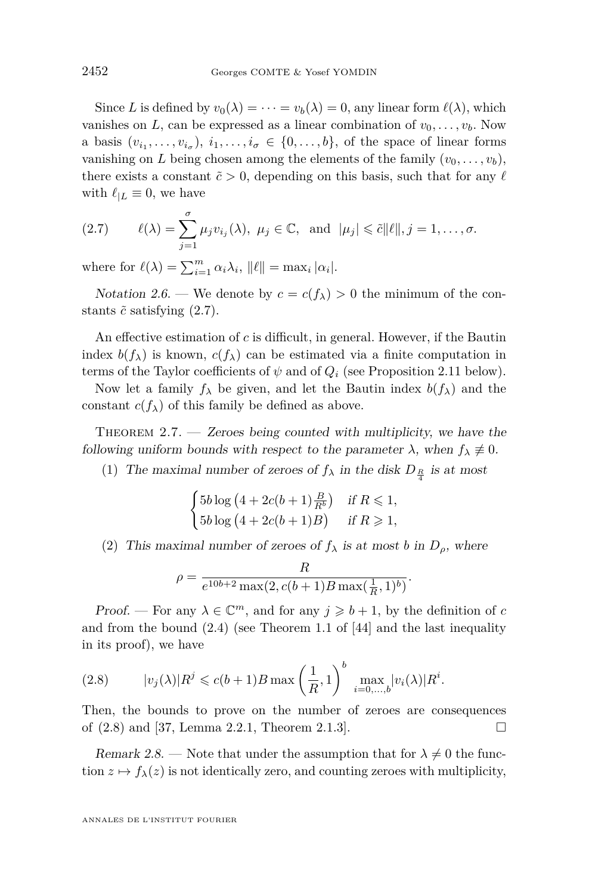Since $L$ is defined by $v_0(\lambda) = \cdots = v_b(\lambda) = 0$, any linear form $\ell(\lambda)$, which vanishes on $L$, can be expressed as a linear combination of $v_0, \ldots, v_b$. Now a basis $(v_{i_1}, \ldots, v_{i_\sigma})$, $i_1, \ldots, i_\sigma \in \{0, \ldots, b\}$, of the space of linear forms vanishing on $L$ being chosen among the elements of the family $(v_0, \ldots, v_b)$, there exists a constant $\tilde{c} > 0$, depending on this basis, such that for any $\ell$ with $\ell_{|L} \equiv 0$, we have

$$\ell(\lambda) = \sum_{j=1}^{\sigma} \mu_j v_{i_j}(\lambda),\ \mu_j \in \mathbb{C}, \quad \text{and} \quad |\mu_j| \leqslant \tilde{c}\|\ell\|, j = 1, \ldots, \sigma. \tag{2.7}$$

where for $\ell(\lambda) = \sum_{i=1}^{m} \alpha_i \lambda_i$, $\|\ell\| = \max_i |\alpha_i|$.

*Notation 2.6.* — We denote by $c = c(f_\lambda) > 0$ the minimum of the constants $\tilde{c}$ satisfying (2.7).

An effective estimation of $c$ is difficult, in general. However, if the Bautin index $b(f_\lambda)$ is known, $c(f_\lambda)$ can be estimated via a finite computation in terms of the Taylor coefficients of $\psi$ and of $Q_i$ (see Proposition 2.11 below).

Now let a family $f_\lambda$ be given, and let the Bautin index $b(f_\lambda)$ and the constant $c(f_\lambda)$ of this family be defined as above.

Theorem 2.7. — *Zeroes being counted with multiplicity, we have the following uniform bounds with respect to the parameter $\lambda$, when $f_\lambda \not\equiv 0$.*

(1) *The maximal number of zeroes of $f_\lambda$ in the disk $D_{\frac{R}{4}}$ is at most*

$$\begin{cases} 5b \log\left(4 + 2c(b+1)\frac{B}{R^b}\right) & \text{if } R \leqslant 1, \\ 5b \log\left(4 + 2c(b+1)B\right) & \text{if } R \geqslant 1, \end{cases}$$

(2) *This maximal number of zeroes of $f_\lambda$ is at most $b$ in $D_\rho$, where*

$$\rho = \frac{R}{e^{10b+2} \max(2, c(b+1)B \max(\frac{1}{R}, 1)^b)}.$$

*Proof.* — For any $\lambda \in \mathbb{C}^m$, and for any $j \geqslant b+1$, by the definition of $c$ and from the bound (2.4) (see Theorem 1.1 of [44] and the last inequality in its proof), we have

$$|v_j(\lambda)|R^j \leqslant c(b+1)B \max\left(\frac{1}{R}, 1\right)^b \max_{i=0,\ldots,b} |v_i(\lambda)|R^i. \tag{2.8}$$

Then, the bounds to prove on the number of zeroes are consequences of (2.8) and [37, Lemma 2.2.1, Theorem 2.1.3]. □

*Remark 2.8.* — Note that under the assumption that for $\lambda \neq 0$ the function $z \mapsto f_\lambda(z)$ is not identically zero, and counting zeroes with multiplicity,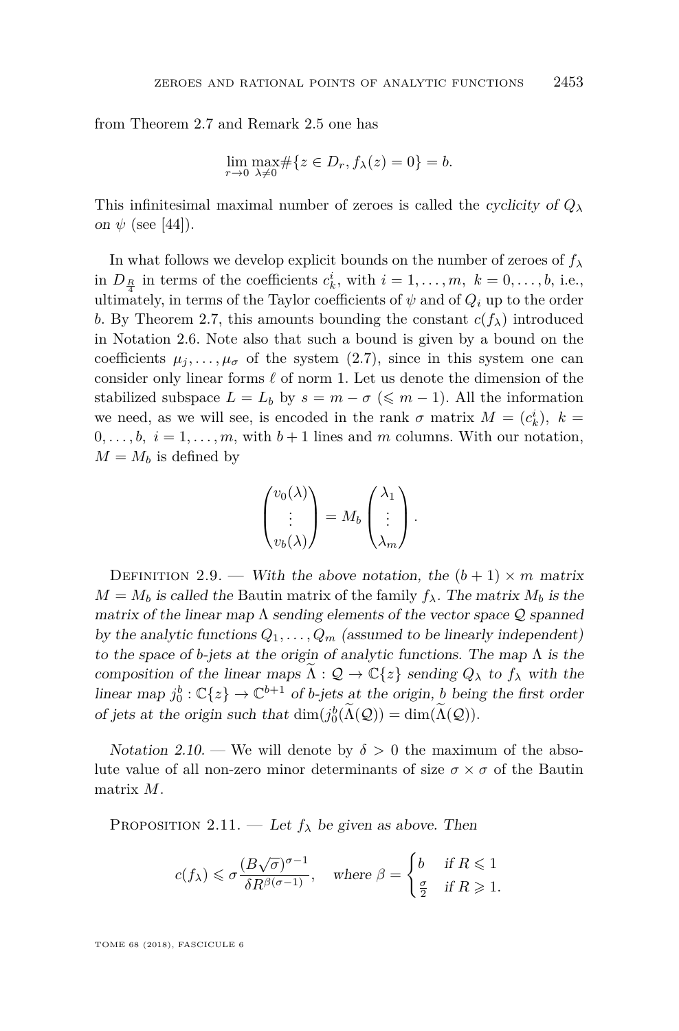from Theorem 2.7 and Remark 2.5 one has

$$\lim_{r\to 0}\max_{\lambda\neq 0}\#\{z\in D_r, f_\lambda(z)=0\}=b.$$

This infinitesimal maximal number of zeroes is called the *cyclicity of $Q_\lambda$ on $\psi$* (see [44]).

In what follows we develop explicit bounds on the number of zeroes of $f_\lambda$ in $D_{\frac{R}{4}}$ in terms of the coefficients $c_k^i$, with $i=1,\dots,m,\ k=0,\dots,b$, i.e., ultimately, in terms of the Taylor coefficients of $\psi$ and of $Q_i$ up to the order $b$. By Theorem 2.7, this amounts bounding the constant $c(f_\lambda)$ introduced in Notation 2.6. Note also that such a bound is given by a bound on the coefficients $\mu_j,\dots,\mu_\sigma$ of the system (2.7), since in this system one can consider only linear forms $\ell$ of norm 1. Let us denote the dimension of the stabilized subspace $L=L_b$ by $s=m-\sigma$ ($\leqslant m-1$). All the information we need, as we will see, is encoded in the rank $\sigma$ matrix $M=(c_k^i),\ k=0,\dots,b,\ i=1,\dots,m$, with $b+1$ lines and $m$ columns. With our notation, $M=M_b$ is defined by

$$\begin{pmatrix}v_0(\lambda)\\ \vdots\\ v_b(\lambda)\end{pmatrix}=M_b\begin{pmatrix}\lambda_1\\ \vdots\\ \lambda_m\end{pmatrix}.$$

Definition 2.9. — *With the above notation, the $(b+1)\times m$ matrix $M=M_b$ is called the* Bautin matrix *of the family $f_\lambda$. The matrix $M_b$ is the matrix of the linear map $\Lambda$ sending elements of the vector space $\mathcal{Q}$ spanned by the analytic functions $Q_1,\dots,Q_m$ (assumed to be linearly independent) to the space of $b$-jets at the origin of analytic functions. The map $\Lambda$ is the composition of the linear maps $\widetilde{\Lambda}:\mathcal{Q}\to\mathbb{C}\{z\}$ sending $Q_\lambda$ to $f_\lambda$ with the linear map $j_0^b:\mathbb{C}\{z\}\to\mathbb{C}^{b+1}$ of $b$-jets at the origin, $b$ being the first order of jets at the origin such that $\dim(j_0^b(\widetilde{\Lambda}(\mathcal{Q}))=\dim(\widetilde{\Lambda}(\mathcal{Q}))$.*

*Notation 2.10.* — We will denote by $\delta>0$ the maximum of the absolute value of all non-zero minor determinants of size $\sigma\times\sigma$ of the Bautin matrix $M$.

Proposition 2.11. — *Let $f_\lambda$ be given as above. Then*

$$c(f_\lambda)\leqslant\sigma\frac{(B\sqrt{\sigma})^{\sigma-1}}{\delta R^{\beta(\sigma-1)}},\quad \text{where } \beta=\begin{cases}b & \text{if } R\leqslant 1\\ \frac{\sigma}{2} & \text{if } R\geqslant 1.\end{cases}$$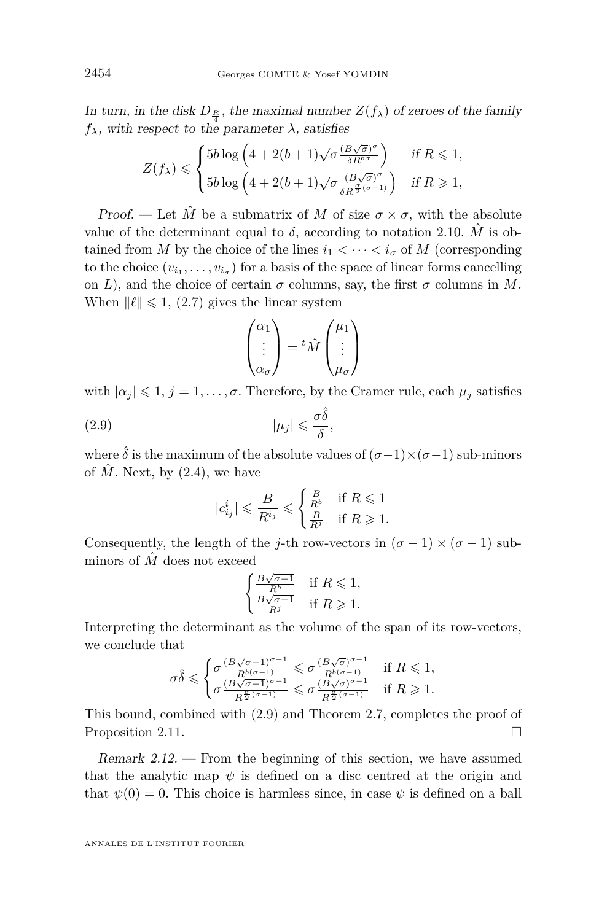*In turn, in the disk $D_{\frac{R}{4}}$, the maximal number $Z(f_\lambda)$ of zeroes of the family $f_\lambda$, with respect to the parameter $\lambda$, satisfies*

$$Z(f_\lambda) \leqslant \begin{cases} 5b \log\left(4 + 2(b+1)\sqrt{\sigma}\frac{(B\sqrt{\sigma})^\sigma}{\delta R^{b\sigma}}\right) & \text{if } R \leqslant 1, \\ 5b \log\left(4 + 2(b+1)\sqrt{\sigma}\frac{(B\sqrt{\sigma})^\sigma}{\delta R^{\frac{\sigma}{2}(\sigma-1)}}\right) & \text{if } R \geqslant 1, \end{cases}$$

*Proof.* — Let $\hat{M}$ be a submatrix of $M$ of size $\sigma \times \sigma$, with the absolute value of the determinant equal to $\delta$, according to notation 2.10. $\hat{M}$ is obtained from $M$ by the choice of the lines $i_1 < \cdots < i_\sigma$ of $M$ (corresponding to the choice $(v_{i_1}, \ldots, v_{i_\sigma})$ for a basis of the space of linear forms cancelling on $L$), and the choice of certain $\sigma$ columns, say, the first $\sigma$ columns in $M$. When $\|\ell\| \leqslant 1$, (2.7) gives the linear system

$$\begin{pmatrix} \alpha_1 \\ \vdots \\ \alpha_\sigma \end{pmatrix} = {}^t\hat{M} \begin{pmatrix} \mu_1 \\ \vdots \\ \mu_\sigma \end{pmatrix}$$

with $|\alpha_j| \leqslant 1$, $j = 1, \ldots, \sigma$. Therefore, by the Cramer rule, each $\mu_j$ satisfies

$$|\mu_j| \leqslant \frac{\sigma\hat{\delta}}{\delta}, \tag{2.9}$$

where $\hat{\delta}$ is the maximum of the absolute values of $(\sigma-1)\times(\sigma-1)$ sub-minors of $\hat{M}$. Next, by (2.4), we have

$$|c^i_{i_j}| \leqslant \frac{B}{R^{i_j}} \leqslant \begin{cases} \frac{B}{R^b} & \text{if } R \leqslant 1 \\ \frac{B}{R^j} & \text{if } R \geqslant 1. \end{cases}$$

Consequently, the length of the $j$-th row-vectors in $(\sigma-1)\times(\sigma-1)$ sub-minors of $\hat{M}$ does not exceed

$$\begin{cases} \frac{B\sqrt{\sigma-1}}{R^b} & \text{if } R \leqslant 1, \\ \frac{B\sqrt{\sigma-1}}{R^j} & \text{if } R \geqslant 1. \end{cases}$$

Interpreting the determinant as the volume of the span of its row-vectors, we conclude that

$$\sigma\hat{\delta} \leqslant \begin{cases} \sigma\frac{(B\sqrt{\sigma-1})^{\sigma-1}}{R^{b(\sigma-1)}} \leqslant \sigma\frac{(B\sqrt{\sigma})^{\sigma-1}}{R^{b(\sigma-1)}} & \text{if } R \leqslant 1, \\ \sigma\frac{(B\sqrt{\sigma-1})^{\sigma-1}}{R^{\frac{\sigma}{2}(\sigma-1)}} \leqslant \sigma\frac{(B\sqrt{\sigma})^{\sigma-1}}{R^{\frac{\sigma}{2}(\sigma-1)}} & \text{if } R \geqslant 1. \end{cases}$$

This bound, combined with (2.9) and Theorem 2.7, completes the proof of Proposition 2.11. □

*Remark 2.12.* — From the beginning of this section, we have assumed that the analytic map $\psi$ is defined on a disc centred at the origin and that $\psi(0) = 0$. This choice is harmless since, in case $\psi$ is defined on a ball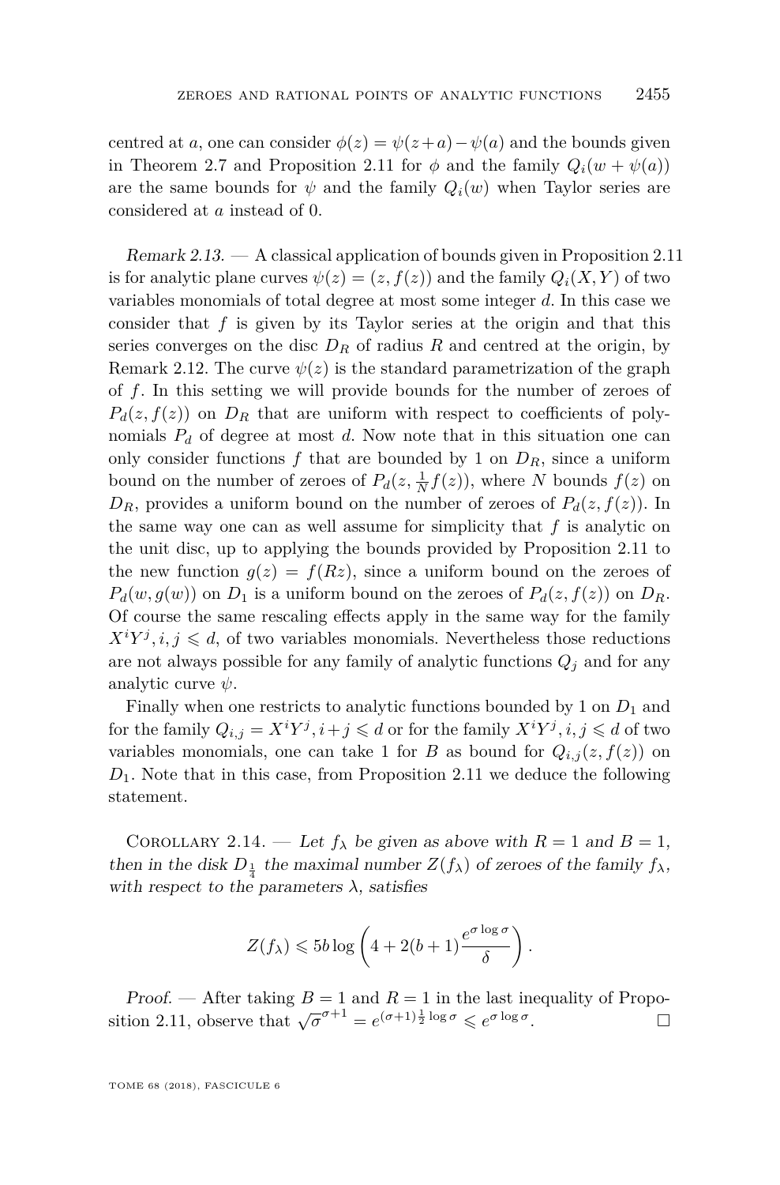centred at $a$, one can consider $\phi(z) = \psi(z+a) - \psi(a)$ and the bounds given in Theorem 2.7 and Proposition 2.11 for $\phi$ and the family $Q_i(w + \psi(a))$ are the same bounds for $\psi$ and the family $Q_i(w)$ when Taylor series are considered at $a$ instead of 0.

*Remark 2.13.* — A classical application of bounds given in Proposition 2.11 is for analytic plane curves $\psi(z) = (z, f(z))$ and the family $Q_i(X, Y)$ of two variables monomials of total degree at most some integer $d$. In this case we consider that $f$ is given by its Taylor series at the origin and that this series converges on the disc $D_R$ of radius $R$ and centred at the origin, by Remark 2.12. The curve $\psi(z)$ is the standard parametrization of the graph of $f$. In this setting we will provide bounds for the number of zeroes of $P_d(z, f(z))$ on $D_R$ that are uniform with respect to coefficients of polynomials $P_d$ of degree at most $d$. Now note that in this situation one can only consider functions $f$ that are bounded by 1 on $D_R$, since a uniform bound on the number of zeroes of $P_d(z, \frac{1}{N} f(z))$, where $N$ bounds $f(z)$ on $D_R$, provides a uniform bound on the number of zeroes of $P_d(z, f(z))$. In the same way one can as well assume for simplicity that $f$ is analytic on the unit disc, up to applying the bounds provided by Proposition 2.11 to the new function $g(z) = f(Rz)$, since a uniform bound on the zeroes of $P_d(w, g(w))$ on $D_1$ is a uniform bound on the zeroes of $P_d(z, f(z))$ on $D_R$. Of course the same rescaling effects apply in the same way for the family $X^i Y^j, i, j \leqslant d$, of two variables monomials. Nevertheless those reductions are not always possible for any family of analytic functions $Q_j$ and for any analytic curve $\psi$.

Finally when one restricts to analytic functions bounded by 1 on $D_1$ and for the family $Q_{i,j} = X^i Y^j, i+j \leqslant d$ or for the family $X^i Y^j, i, j \leqslant d$ of two variables monomials, one can take 1 for $B$ as bound for $Q_{i,j}(z, f(z))$ on $D_1$. Note that in this case, from Proposition 2.11 we deduce the following statement.

Corollary 2.14. — *Let $f_\lambda$ be given as above with $R = 1$ and $B = 1$, then in the disk $D_{\frac{1}{4}}$ the maximal number $Z(f_\lambda)$ of zeroes of the family $f_\lambda$, with respect to the parameters $\lambda$, satisfies*

$$Z(f_\lambda) \leqslant 5b \log\left(4 + 2(b+1)\frac{e^{\sigma \log \sigma}}{\delta}\right).$$

*Proof.* — After taking $B = 1$ and $R = 1$ in the last inequality of Proposition 2.11, observe that $\sqrt{\sigma}^{\sigma+1} = e^{(\sigma+1)\frac{1}{2}\log \sigma} \leqslant e^{\sigma \log \sigma}$. $\square$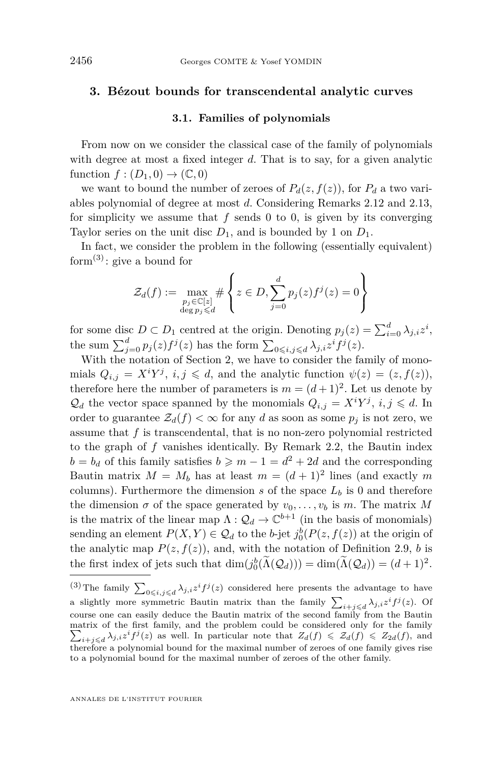## 3. Bézout bounds for transcendental analytic curves

### 3.1. Families of polynomials

From now on we consider the classical case of the family of polynomials with degree at most a fixed integer $d$. That is to say, for a given analytic function $f : (D_1, 0) \to (\mathbb{C}, 0)$

we want to bound the number of zeroes of $P_d(z, f(z))$, for $P_d$ a two variables polynomial of degree at most $d$. Considering Remarks 2.12 and 2.13, for simplicity we assume that $f$ sends 0 to 0, is given by its converging Taylor series on the unit disc $D_1$, and is bounded by 1 on $D_1$.

In fact, we consider the problem in the following (essentially equivalent) form[3]: give a bound for

$$\mathcal{Z}_d(f) := \max_{\substack{p_j \in \mathbb{C}[z] \\ \deg p_j \leqslant d}} \# \left\{ z \in D, \sum_{j=0}^{d} p_j(z) f^j(z) = 0 \right\}$$

for some disc $D \subset D_1$ centred at the origin. Denoting $p_j(z) = \sum_{i=0}^{d} \lambda_{j,i} z^i$, the sum $\sum_{j=0}^{d} p_j(z) f^j(z)$ has the form $\sum_{0 \leqslant i,j \leqslant d} \lambda_{j,i} z^i f^j(z)$.

With the notation of Section 2, we have to consider the family of monomials $Q_{i,j} = X^i Y^j$, $i, j \leqslant d$, and the analytic function $\psi(z) = (z, f(z))$, therefore here the number of parameters is $m = (d+1)^2$. Let us denote by $\mathcal{Q}_d$ the vector space spanned by the monomials $Q_{i,j} = X^i Y^j$, $i, j \leqslant d$. In order to guarantee $\mathcal{Z}_d(f) < \infty$ for any $d$ as soon as some $p_j$ is not zero, we assume that $f$ is transcendental, that is no non-zero polynomial restricted to the graph of $f$ vanishes identically. By Remark 2.2, the Bautin index $b = b_d$ of this family satisfies $b \geqslant m - 1 = d^2 + 2d$ and the corresponding Bautin matrix $M = M_b$ has at least $m = (d+1)^2$ lines (and exactly $m$ columns). Furthermore the dimension $s$ of the space $L_b$ is 0 and therefore the dimension $\sigma$ of the space generated by $v_0, \dots, v_b$ is $m$. The matrix $M$ is the matrix of the linear map $\Lambda : \mathcal{Q}_d \to \mathbb{C}^{b+1}$ (in the basis of monomials) sending an element $P(X, Y) \in \mathcal{Q}_d$ to the $b$-jet $j_0^b(P(z, f(z)))$ at the origin of the analytic map $P(z, f(z))$, and, with the notation of Definition 2.9, $b$ is the first index of jets such that $\dim(j_0^b(\widetilde{\Lambda}(\mathcal{Q}_d))) = \dim(\widetilde{\Lambda}(\mathcal{Q}_d)) = (d+1)^2$.

---

[3] The family $\sum_{0 \leqslant i,j \leqslant d} \lambda_{j,i} z^i f^j(z)$ considered here presents the advantage to have a slightly more symmetric Bautin matrix than the family $\sum_{i+j \leqslant d} \lambda_{j,i} z^i f^j(z)$. Of course one can easily deduce the Bautin matrix of the second family from the Bautin matrix of the first family, and the problem could be considered only for the family $\sum_{i+j \leqslant d} \lambda_{j,i} z^i f^j(z)$ as well. In particular note that $Z_d(f) \leqslant \mathcal{Z}_d(f) \leqslant Z_{2d}(f)$, and therefore a polynomial bound for the maximal number of zeroes of one family gives rise to a polynomial bound for the maximal number of zeroes of the other family.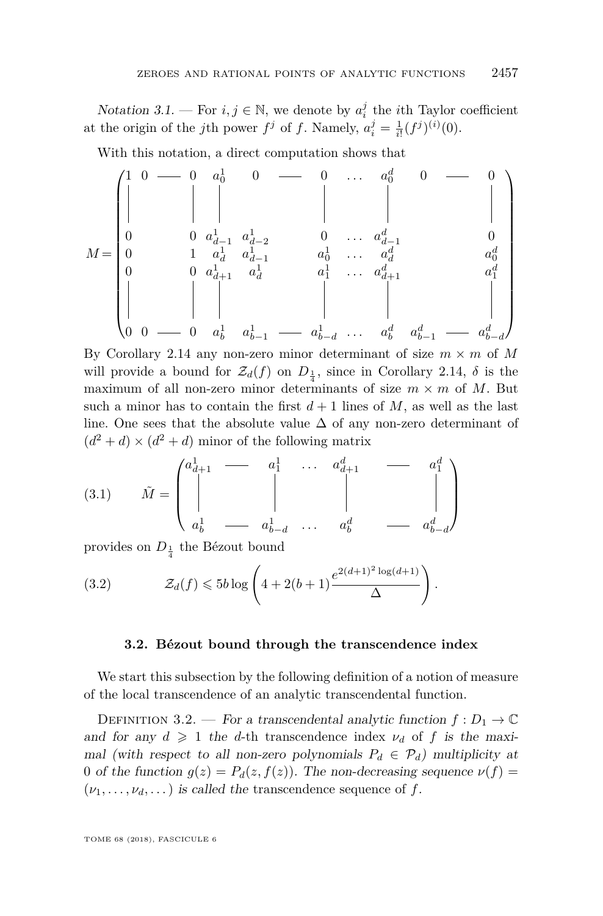*Notation 3.1.* — For $i, j \in \mathbb{N}$, we denote by $a_i^j$ the $i$th Taylor coefficient at the origin of the $j$th power $f^j$ of $f$. Namely, $a_i^j = \frac{1}{i!}(f^j)^{(i)}(0)$.

With this notation, a direct computation shows that

$$M = \begin{pmatrix} 1 & 0 & \text{—} & 0 & a_0^1 & 0 & \text{—} & 0 & \dots & a_0^d & 0 & \text{—} & 0 \\ | & & & | & | & & & | & & | & & & | \\ 0 & & & 0 & a_{d-1}^1 & a_{d-2}^1 & & 0 & \dots & a_{d-1}^d & & & 0 \\ 0 & & & 1 & a_d^1 & a_{d-1}^1 & & a_0^1 & \dots & a_d^d & & & a_0^d \\ 0 & & & 0 & a_{d+1}^1 & a_d^1 & & a_1^1 & \dots & a_{d+1}^d & & & a_1^d \\ | & & & | & | & & & | & & | & & & | \\ 0 & 0 & \text{—} & 0 & a_b^1 & a_{b-1}^1 & \text{—} & a_{b-d}^1 & \dots & a_b^d & a_{b-1}^d & \text{—} & a_{b-d}^d \end{pmatrix}$$

By Corollary 2.14 any non-zero minor determinant of size $m \times m$ of $M$ will provide a bound for $\mathcal{Z}_d(f)$ on $D_{\frac{1}{4}}$, since in Corollary 2.14, $\delta$ is the maximum of all non-zero minor determinants of size $m \times m$ of $M$. But such a minor has to contain the first $d+1$ lines of $M$, as well as the last line. One sees that the absolute value $\Delta$ of any non-zero determinant of $(d^2+d) \times (d^2+d)$ minor of the following matrix

$$\tilde{M} = \begin{pmatrix} a_{d+1}^1 & \text{—} & a_1^1 & \dots & a_{d+1}^d & \text{—} & a_1^d \\ | & & | & & | & & | \\ a_b^1 & \text{—} & a_{b-d}^1 & \dots & a_b^d & \text{—} & a_{b-d}^d \end{pmatrix} \tag{3.1}$$

provides on $D_{\frac{1}{4}}$ the Bézout bound

$$\mathcal{Z}_d(f) \leqslant 5b \log\left(4 + 2(b+1)\frac{e^{2(d+1)^2 \log(d+1)}}{\Delta}\right). \tag{3.2}$$

### 3.2. Bézout bound through the transcendence index

We start this subsection by the following definition of a notion of measure of the local transcendence of an analytic transcendental function.

Definition 3.2. — *For a transcendental analytic function $f : D_1 \to \mathbb{C}$ and for any $d \geqslant 1$ the $d$-th transcendence index $\nu_d$ of $f$ is the maximal (with respect to all non-zero polynomials $P_d \in \mathcal{P}_d$) multiplicity at $0$ of the function $g(z) = P_d(z, f(z))$. The non-decreasing sequence $\nu(f) = (\nu_1, \dots, \nu_d, \dots)$ is called the* transcendence sequence *of $f$.*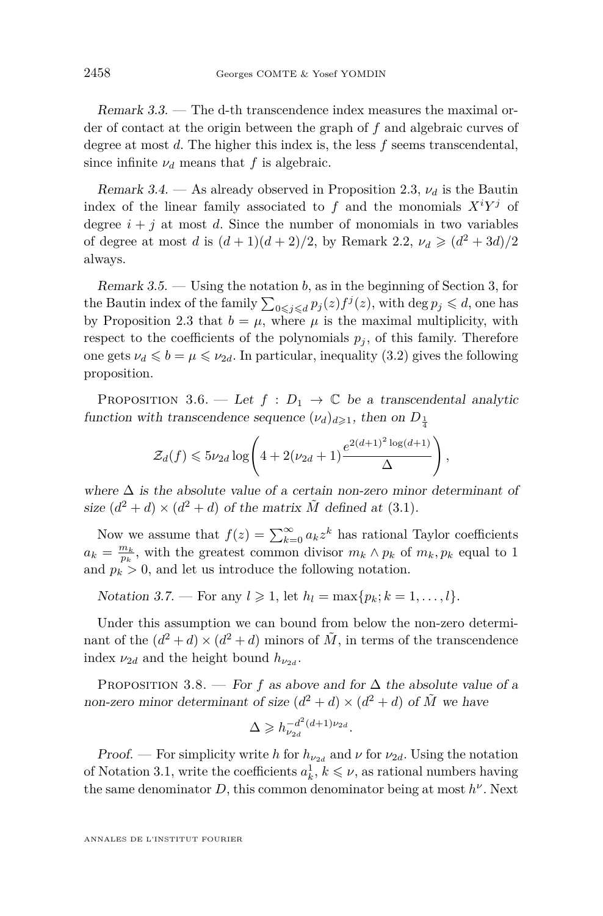*Remark 3.3.* — The d-th transcendence index measures the maximal order of contact at the origin between the graph of $f$ and algebraic curves of degree at most $d$. The higher this index is, the less $f$ seems transcendental, since infinite $\nu_d$ means that $f$ is algebraic.

*Remark 3.4.* — As already observed in Proposition 2.3, $\nu_d$ is the Bautin index of the linear family associated to $f$ and the monomials $X^iY^j$ of degree $i+j$ at most $d$. Since the number of monomials in two variables of degree at most $d$ is $(d+1)(d+2)/2$, by Remark 2.2, $\nu_d \geqslant (d^2+3d)/2$ always.

*Remark 3.5.* — Using the notation $b$, as in the beginning of Section 3, for the Bautin index of the family $\sum_{0 \leqslant j \leqslant d} p_j(z) f^j(z)$, with $\deg p_j \leqslant d$, one has by Proposition 2.3 that $b = \mu$, where $\mu$ is the maximal multiplicity, with respect to the coefficients of the polynomials $p_j$, of this family. Therefore one gets $\nu_d \leqslant b = \mu \leqslant \nu_{2d}$. In particular, inequality (3.2) gives the following proposition.

Proposition 3.6. — *Let $f : D_1 \to \mathbb{C}$ be a transcendental analytic function with transcendence sequence $(\nu_d)_{d \geqslant 1}$, then on $D_{\frac{1}{4}}$*

$$\mathcal{Z}_d(f) \leqslant 5\nu_{2d} \log\left(4 + 2(\nu_{2d}+1)\frac{e^{2(d+1)^2 \log(d+1)}}{\Delta}\right),$$

*where $\Delta$ is the absolute value of a certain non-zero minor determinant of size $(d^2+d) \times (d^2+d)$ of the matrix $\tilde{M}$ defined at (3.1).*

Now we assume that $f(z) = \sum_{k=0}^{\infty} a_k z^k$ has rational Taylor coefficients $a_k = \frac{m_k}{p_k}$, with the greatest common divisor $m_k \wedge p_k$ of $m_k, p_k$ equal to 1 and $p_k > 0$, and let us introduce the following notation.

*Notation 3.7.* — For any $l \geqslant 1$, let $h_l = \max\{p_k; k = 1, \dots, l\}$.

Under this assumption we can bound from below the non-zero determinant of the $(d^2+d) \times (d^2+d)$ minors of $\tilde{M}$, in terms of the transcendence index $\nu_{2d}$ and the height bound $h_{\nu_{2d}}$.

Proposition 3.8. — *For $f$ as above and for $\Delta$ the absolute value of a non-zero minor determinant of size $(d^2+d) \times (d^2+d)$ of $\tilde{M}$ we have*

$$\Delta \geqslant h_{\nu_{2d}}^{-d^2(d+1)\nu_{2d}}.$$

*Proof.* — For simplicity write $h$ for $h_{\nu_{2d}}$ and $\nu$ for $\nu_{2d}$. Using the notation of Notation 3.1, write the coefficients $a_k^1$, $k \leqslant \nu$, as rational numbers having the same denominator $D$, this common denominator being at most $h^\nu$. Next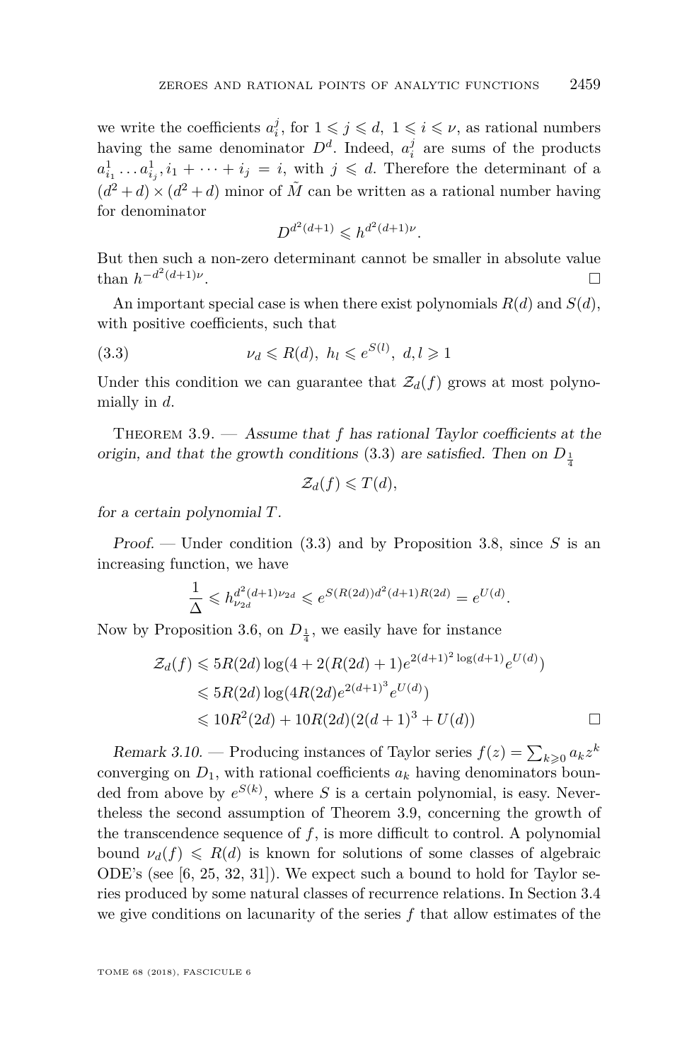we write the coefficients $a_i^j$, for $1 \leqslant j \leqslant d,\ 1 \leqslant i \leqslant \nu$, as rational numbers having the same denominator $D^d$. Indeed, $a_i^j$ are sums of the products $a_{i_1}^1 \dots a_{i_j}^1, i_1 + \dots + i_j = i$, with $j \leqslant d$. Therefore the determinant of a $(d^2+d) \times (d^2+d)$ minor of $\tilde{M}$ can be written as a rational number having for denominator

$$D^{d^2(d+1)} \leqslant h^{d^2(d+1)\nu}.$$

But then such a non-zero determinant cannot be smaller in absolute value than $h^{-d^2(d+1)\nu}$. □

An important special case is when there exist polynomials $R(d)$ and $S(d)$, with positive coefficients, such that

$$\nu_d \leqslant R(d),\ h_l \leqslant e^{S(l)},\ d, l \geqslant 1 \tag{3.3}$$

Under this condition we can guarantee that $\mathcal{Z}_d(f)$ grows at most polynomially in $d$.

Theorem 3.9. — *Assume that $f$ has rational Taylor coefficients at the origin, and that the growth conditions* (3.3) *are satisfied. Then on $D_{\frac{1}{4}}$*

$$\mathcal{Z}_d(f) \leqslant T(d),$$

*for a certain polynomial $T$.*

*Proof.* — Under condition (3.3) and by Proposition 3.8, since $S$ is an increasing function, we have

$$\frac{1}{\Delta} \leqslant h_{\nu_{2d}}^{d^2(d+1)\nu_{2d}} \leqslant e^{S(R(2d))d^2(d+1)R(2d)} = e^{U(d)}.$$

Now by Proposition 3.6, on $D_{\frac{1}{4}}$, we easily have for instance

$$\begin{aligned}
\mathcal{Z}_d(f) &\leqslant 5R(2d)\log(4 + 2(R(2d)+1)e^{2(d+1)^2\log(d+1)}e^{U(d)}) \\
&\leqslant 5R(2d)\log(4R(2d)e^{2(d+1)^3}e^{U(d)}) \\
&\leqslant 10R^2(2d) + 10R(2d)(2(d+1)^3 + U(d))
\end{aligned}$$

□

*Remark 3.10.* — Producing instances of Taylor series $f(z) = \sum_{k \geqslant 0} a_k z^k$ converging on $D_1$, with rational coefficients $a_k$ having denominators bounded from above by $e^{S(k)}$, where $S$ is a certain polynomial, is easy. Nevertheless the second assumption of Theorem 3.9, concerning the growth of the transcendence sequence of $f$, is more difficult to control. A polynomial bound $\nu_d(f) \leqslant R(d)$ is known for solutions of some classes of algebraic ODE's (see [6, 25, 32, 31]). We expect such a bound to hold for Taylor series produced by some natural classes of recurrence relations. In Section 3.4 we give conditions on lacunarity of the series $f$ that allow estimates of the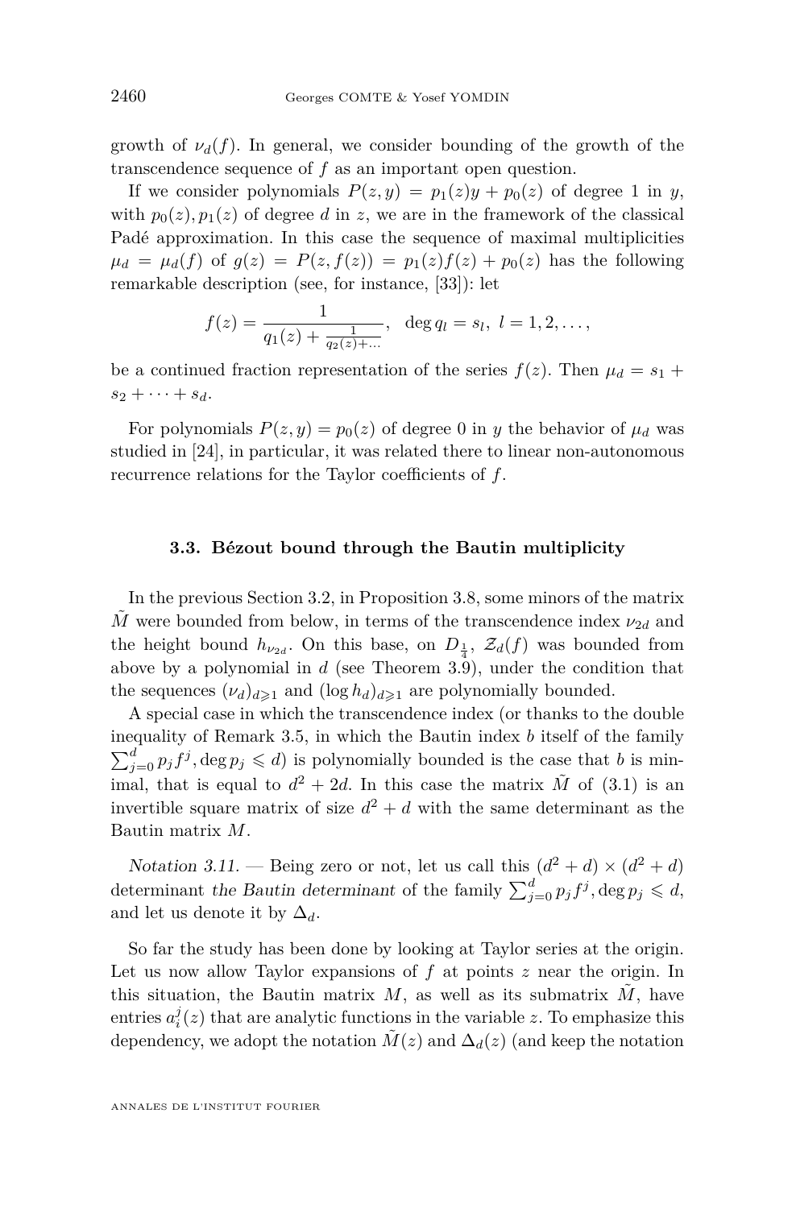growth of $\nu_d(f)$. In general, we consider bounding of the growth of the transcendence sequence of $f$ as an important open question.

If we consider polynomials $P(z,y) = p_1(z)y + p_0(z)$ of degree 1 in $y$, with $p_0(z), p_1(z)$ of degree $d$ in $z$, we are in the framework of the classical Padé approximation. In this case the sequence of maximal multiplicities $\mu_d = \mu_d(f)$ of $g(z) = P(z, f(z)) = p_1(z)f(z) + p_0(z)$ has the following remarkable description (see, for instance, [33]): let

$$f(z) = \frac{1}{q_1(z) + \frac{1}{q_2(z)+\dots}}, \quad \deg q_l = s_l, \ l = 1, 2, \dots,$$

be a continued fraction representation of the series $f(z)$. Then $\mu_d = s_1 + s_2 + \cdots + s_d$.

For polynomials $P(z,y) = p_0(z)$ of degree 0 in $y$ the behavior of $\mu_d$ was studied in [24], in particular, it was related there to linear non-autonomous recurrence relations for the Taylor coefficients of $f$.

### 3.3. Bézout bound through the Bautin multiplicity

In the previous Section 3.2, in Proposition 3.8, some minors of the matrix $\tilde{M}$ were bounded from below, in terms of the transcendence index $\nu_{2d}$ and the height bound $h_{\nu_{2d}}$. On this base, on $D_{\frac{1}{4}}$, $\mathcal{Z}_d(f)$ was bounded from above by a polynomial in $d$ (see Theorem 3.9), under the condition that the sequences $(\nu_d)_{d\geqslant 1}$ and $(\log h_d)_{d\geqslant 1}$ are polynomially bounded.

A special case in which the transcendence index (or thanks to the double inequality of Remark 3.5, in which the Bautin index $b$ itself of the family $\sum_{j=0}^{d} p_j f^j, \deg p_j \leqslant d$) is polynomially bounded is the case that $b$ is minimal, that is equal to $d^2 + 2d$. In this case the matrix $\tilde{M}$ of (3.1) is an invertible square matrix of size $d^2 + d$ with the same determinant as the Bautin matrix $M$.

*Notation 3.11.* — Being zero or not, let us call this $(d^2 + d) \times (d^2 + d)$ determinant *the Bautin determinant* of the family $\sum_{j=0}^{d} p_j f^j, \deg p_j \leqslant d$, and let us denote it by $\Delta_d$.

So far the study has been done by looking at Taylor series at the origin. Let us now allow Taylor expansions of $f$ at points $z$ near the origin. In this situation, the Bautin matrix $M$, as well as its submatrix $\tilde{M}$, have entries $a_i^j(z)$ that are analytic functions in the variable $z$. To emphasize this dependency, we adopt the notation $\tilde{M}(z)$ and $\Delta_d(z)$ (and keep the notation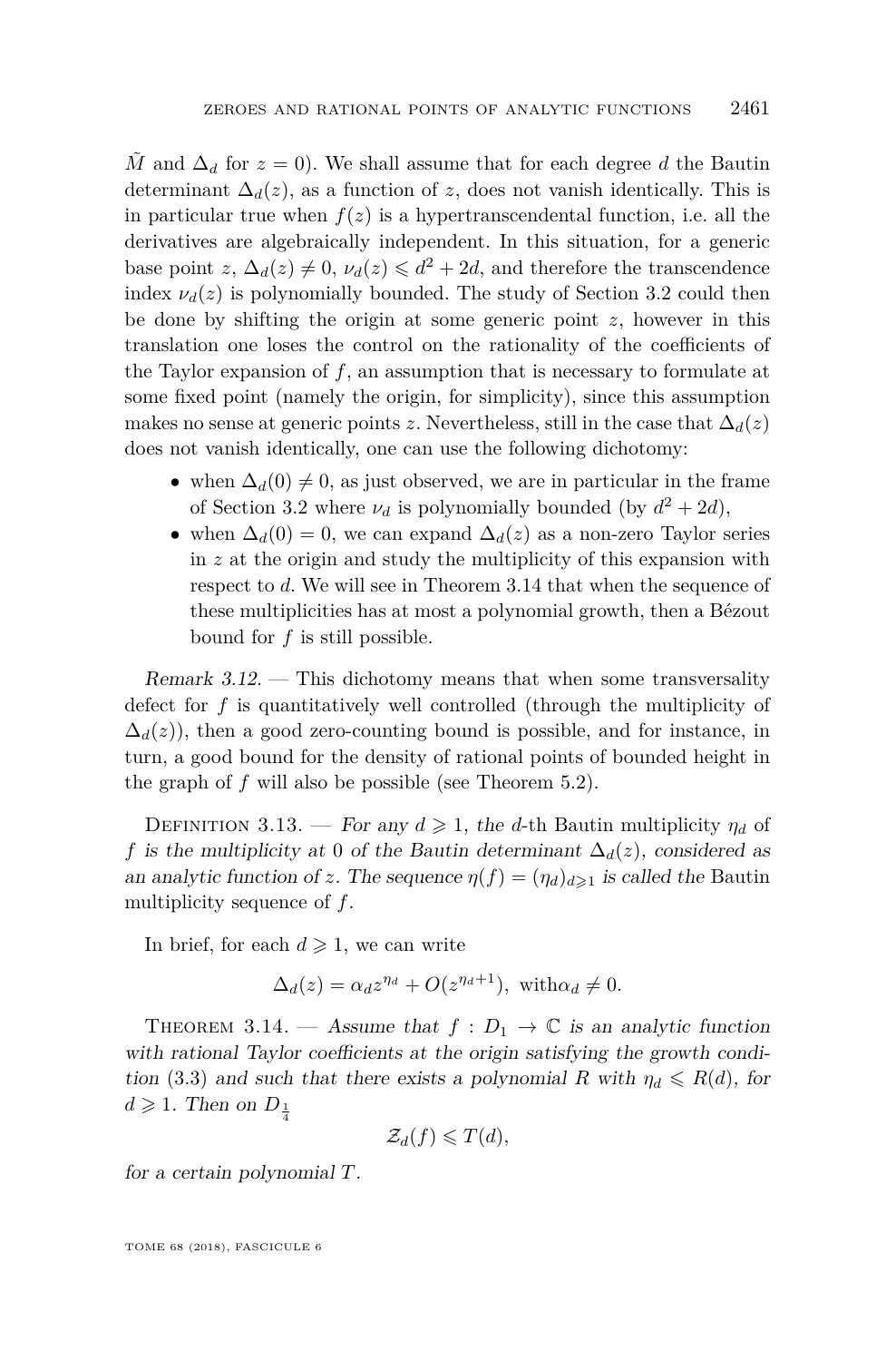$\tilde{M}$ and $\Delta_d$ for $z = 0$). We shall assume that for each degree $d$ the Bautin determinant $\Delta_d(z)$, as a function of $z$, does not vanish identically. This is in particular true when $f(z)$ is a hypertranscendental function, i.e. all the derivatives are algebraically independent. In this situation, for a generic base point $z$, $\Delta_d(z) \neq 0$, $\nu_d(z) \leqslant d^2 + 2d$, and therefore the transcendence index $\nu_d(z)$ is polynomially bounded. The study of Section 3.2 could then be done by shifting the origin at some generic point $z$, however in this translation one loses the control on the rationality of the coefficients of the Taylor expansion of $f$, an assumption that is necessary to formulate at some fixed point (namely the origin, for simplicity), since this assumption makes no sense at generic points $z$. Nevertheless, still in the case that $\Delta_d(z)$ does not vanish identically, one can use the following dichotomy:

- when $\Delta_d(0) \neq 0$, as just observed, we are in particular in the frame of Section 3.2 where $\nu_d$ is polynomially bounded (by $d^2 + 2d$),
- when $\Delta_d(0) = 0$, we can expand $\Delta_d(z)$ as a non-zero Taylor series in $z$ at the origin and study the multiplicity of this expansion with respect to $d$. We will see in Theorem 3.14 that when the sequence of these multiplicities has at most a polynomial growth, then a Bézout bound for $f$ is still possible.

*Remark 3.12.* — This dichotomy means that when some transversality defect for $f$ is quantitatively well controlled (through the multiplicity of $\Delta_d(z)$), then a good zero-counting bound is possible, and for instance, in turn, a good bound for the density of rational points of bounded height in the graph of $f$ will also be possible (see Theorem 5.2).

DEFINITION 3.13. — *For any $d \geqslant 1$, the $d$-th* Bautin multiplicity *$\eta_d$ of $f$ is the multiplicity at 0 of the Bautin determinant $\Delta_d(z)$, considered as an analytic function of $z$. The sequence $\eta(f) = (\eta_d)_{d\geqslant 1}$ is called the* Bautin multiplicity sequence *of $f$.*

In brief, for each $d \geqslant 1$, we can write

$$\Delta_d(z) = \alpha_d z^{\eta_d} + O(z^{\eta_d+1}),\ \text{with}\alpha_d \neq 0.$$

THEOREM 3.14. — *Assume that $f : D_1 \to \mathbb{C}$ is an analytic function with rational Taylor coefficients at the origin satisfying the growth condition (3.3) and such that there exists a polynomial $R$ with $\eta_d \leqslant R(d)$, for $d \geqslant 1$. Then on $D_{\frac{1}{4}}$*

$$\mathcal{Z}_d(f) \leqslant T(d),$$

*for a certain polynomial $T$.*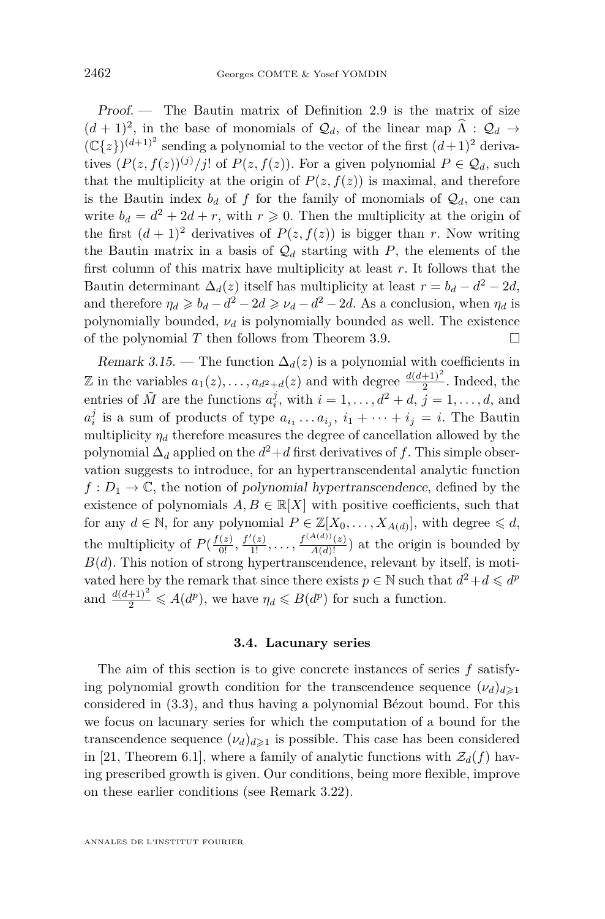*Proof.* — The Bautin matrix of Definition 2.9 is the matrix of size $(d+1)^2$, in the base of monomials of $\mathcal{Q}_d$, of the linear map $\widehat{\Lambda} : \mathcal{Q}_d \to (\mathbb{C}\{z\})^{(d+1)^2}$ sending a polynomial to the vector of the first $(d+1)^2$ derivatives $(P(z,f(z))^{(j)}/j!$ of $P(z,f(z))$. For a given polynomial $P \in \mathcal{Q}_d$, such that the multiplicity at the origin of $P(z,f(z))$ is maximal, and therefore is the Bautin index $b_d$ of $f$ for the family of monomials of $\mathcal{Q}_d$, one can write $b_d = d^2 + 2d + r$, with $r \geqslant 0$. Then the multiplicity at the origin of the first $(d+1)^2$ derivatives of $P(z,f(z))$ is bigger than $r$. Now writing the Bautin matrix in a basis of $\mathcal{Q}_d$ starting with $P$, the elements of the first column of this matrix have multiplicity at least $r$. It follows that the Bautin determinant $\Delta_d(z)$ itself has multiplicity at least $r = b_d - d^2 - 2d$, and therefore $\eta_d \geqslant b_d - d^2 - 2d \geqslant \nu_d - d^2 - 2d$. As a conclusion, when $\eta_d$ is polynomially bounded, $\nu_d$ is polynomially bounded as well. The existence of the polynomial $T$ then follows from Theorem 3.9. $\square$

*Remark 3.15.* — The function $\Delta_d(z)$ is a polynomial with coefficients in $\mathbb{Z}$ in the variables $a_1(z), \ldots, a_{d^2+d}(z)$ and with degree $\frac{d(d+1)^2}{2}$. Indeed, the entries of $\tilde{M}$ are the functions $a_i^j$, with $i = 1, \ldots, d^2+d$, $j = 1, \ldots, d$, and $a_i^j$ is a sum of products of type $a_{i_1} \ldots a_{i_j}$, $i_1 + \cdots + i_j = i$. The Bautin multiplicity $\eta_d$ therefore measures the degree of cancellation allowed by the polynomial $\Delta_d$ applied on the $d^2+d$ first derivatives of $f$. This simple observation suggests to introduce, for an hypertranscendental analytic function $f : D_1 \to \mathbb{C}$, the notion of *polynomial hypertranscendence*, defined by the existence of polynomials $A, B \in \mathbb{R}[X]$ with positive coefficients, such that for any $d \in \mathbb{N}$, for any polynomial $P \in \mathbb{Z}[X_0, \ldots, X_{A(d)}]$, with degree $\leqslant d$, the multiplicity of $P(\frac{f(z)}{0!}, \frac{f'(z)}{1!}, \ldots, \frac{f^{(A(d))}(z)}{A(d)!})$ at the origin is bounded by $B(d)$. This notion of strong hypertranscendence, relevant by itself, is motivated here by the remark that since there exists $p \in \mathbb{N}$ such that $d^2+d \leqslant d^p$ and $\frac{d(d+1)^2}{2} \leqslant A(d^p)$, we have $\eta_d \leqslant B(d^p)$ for such a function.

### 3.4. Lacunary series

The aim of this section is to give concrete instances of series $f$ satisfying polynomial growth condition for the transcendence sequence $(\nu_d)_{d\geqslant 1}$ considered in (3.3), and thus having a polynomial Bézout bound. For this we focus on lacunary series for which the computation of a bound for the transcendence sequence $(\nu_d)_{d\geqslant 1}$ is possible. This case has been considered in [21, Theorem 6.1], where a family of analytic functions with $\mathcal{Z}_d(f)$ having prescribed growth is given. Our conditions, being more flexible, improve on these earlier conditions (see Remark 3.22).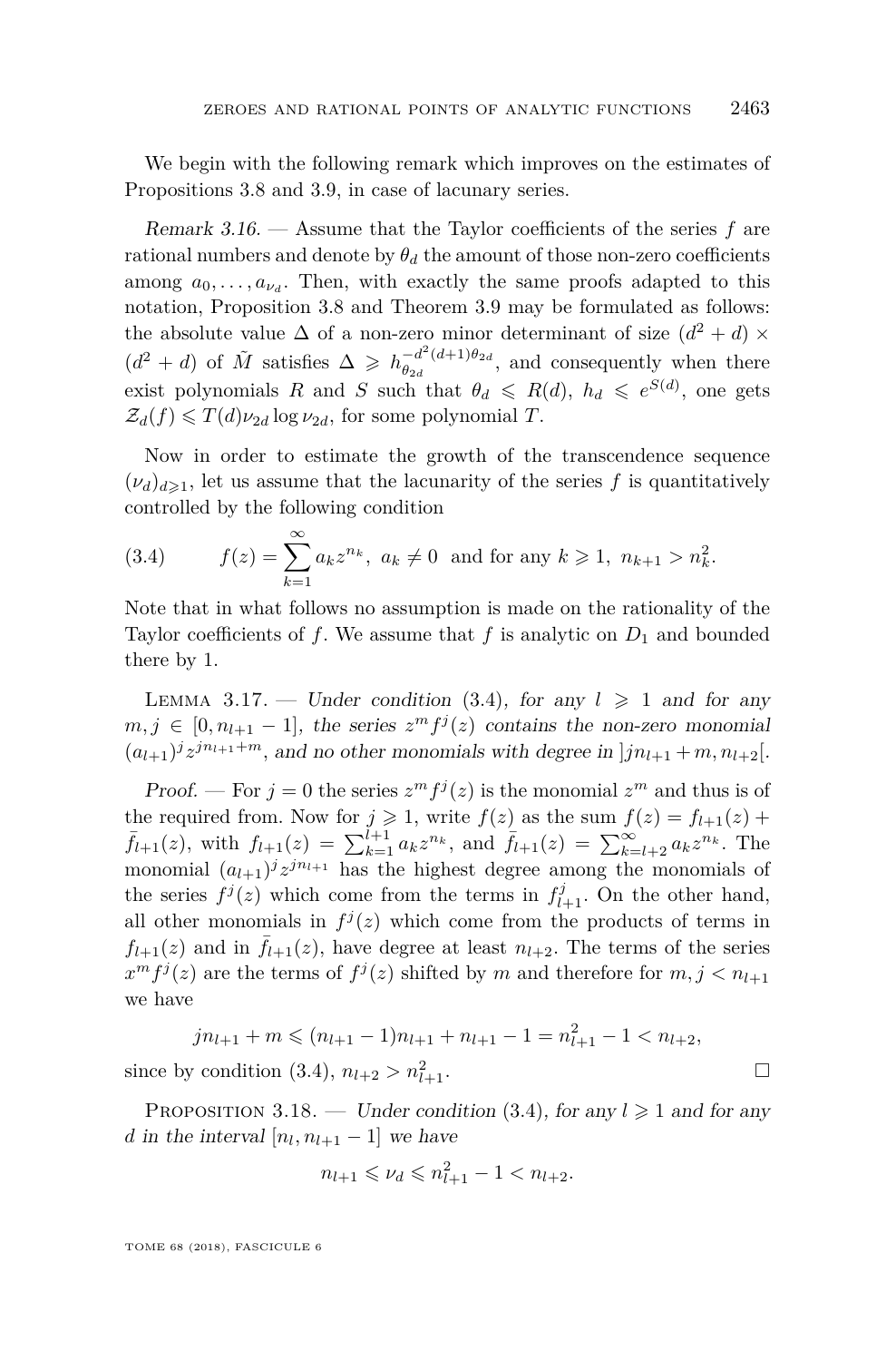We begin with the following remark which improves on the estimates of Propositions 3.8 and 3.9, in case of lacunary series.

*Remark 3.16*. — Assume that the Taylor coefficients of the series $f$ are rational numbers and denote by $\theta_d$ the amount of those non-zero coefficients among $a_0, \dots, a_{\nu_d}$. Then, with exactly the same proofs adapted to this notation, Proposition 3.8 and Theorem 3.9 may be formulated as follows: the absolute value $\Delta$ of a non-zero minor determinant of size $(d^2+d) \times (d^2+d)$ of $\tilde{M}$ satisfies $\Delta \geqslant h_{\theta_{2d}}^{-d^2(d+1)\theta_{2d}}$, and consequently when there exist polynomials $R$ and $S$ such that $\theta_d \leqslant R(d)$, $h_d \leqslant e^{S(d)}$, one gets $\mathcal{Z}_d(f) \leqslant T(d)\nu_{2d}\log\nu_{2d}$, for some polynomial $T$.

Now in order to estimate the growth of the transcendence sequence $(\nu_d)_{d\geqslant 1}$, let us assume that the lacunarity of the series $f$ is quantitatively controlled by the following condition

$$f(z) = \sum_{k=1}^{\infty} a_k z^{n_k},\ a_k \neq 0 \ \text{ and for any } k \geqslant 1,\ n_{k+1} > n_k^2. \tag{3.4}$$

Note that in what follows no assumption is made on the rationality of the Taylor coefficients of $f$. We assume that $f$ is analytic on $D_1$ and bounded there by 1.

Lemma 3.17. — *Under condition* (3.4)*, for any $l \geqslant 1$ and for any $m, j \in [0, n_{l+1}-1]$, the series $z^m f^j(z)$ contains the non-zero monomial $(a_{l+1})^j z^{jn_{l+1}+m}$, and no other monomials with degree in $]jn_{l+1}+m, n_{l+2}[$.*

*Proof*. — For $j=0$ the series $z^m f^j(z)$ is the monomial $z^m$ and thus is of the required from. Now for $j \geqslant 1$, write $f(z)$ as the sum $f(z) = f_{l+1}(z) + \bar{f}_{l+1}(z)$, with $f_{l+1}(z) = \sum_{k=1}^{l+1} a_k z^{n_k}$, and $\bar{f}_{l+1}(z) = \sum_{k=l+2}^{\infty} a_k z^{n_k}$. The monomial $(a_{l+1})^j z^{jn_{l+1}}$ has the highest degree among the monomials of the series $f^j(z)$ which come from the terms in $f_{l+1}^j$. On the other hand, all other monomials in $f^j(z)$ which come from the products of terms in $f_{l+1}(z)$ and in $\bar{f}_{l+1}(z)$, have degree at least $n_{l+2}$. The terms of the series $x^m f^j(z)$ are the terms of $f^j(z)$ shifted by $m$ and therefore for $m, j < n_{l+1}$ we have

$$jn_{l+1} + m \leqslant (n_{l+1}-1)n_{l+1} + n_{l+1} - 1 = n_{l+1}^2 - 1 < n_{l+2},$$

since by condition (3.4), $n_{l+2} > n_{l+1}^2$. $\square$

Proposition 3.18. — *Under condition* (3.4)*, for any $l \geqslant 1$ and for any $d$ in the interval $[n_l, n_{l+1}-1]$ we have*

$$n_{l+1} \leqslant \nu_d \leqslant n_{l+1}^2 - 1 < n_{l+2}.$$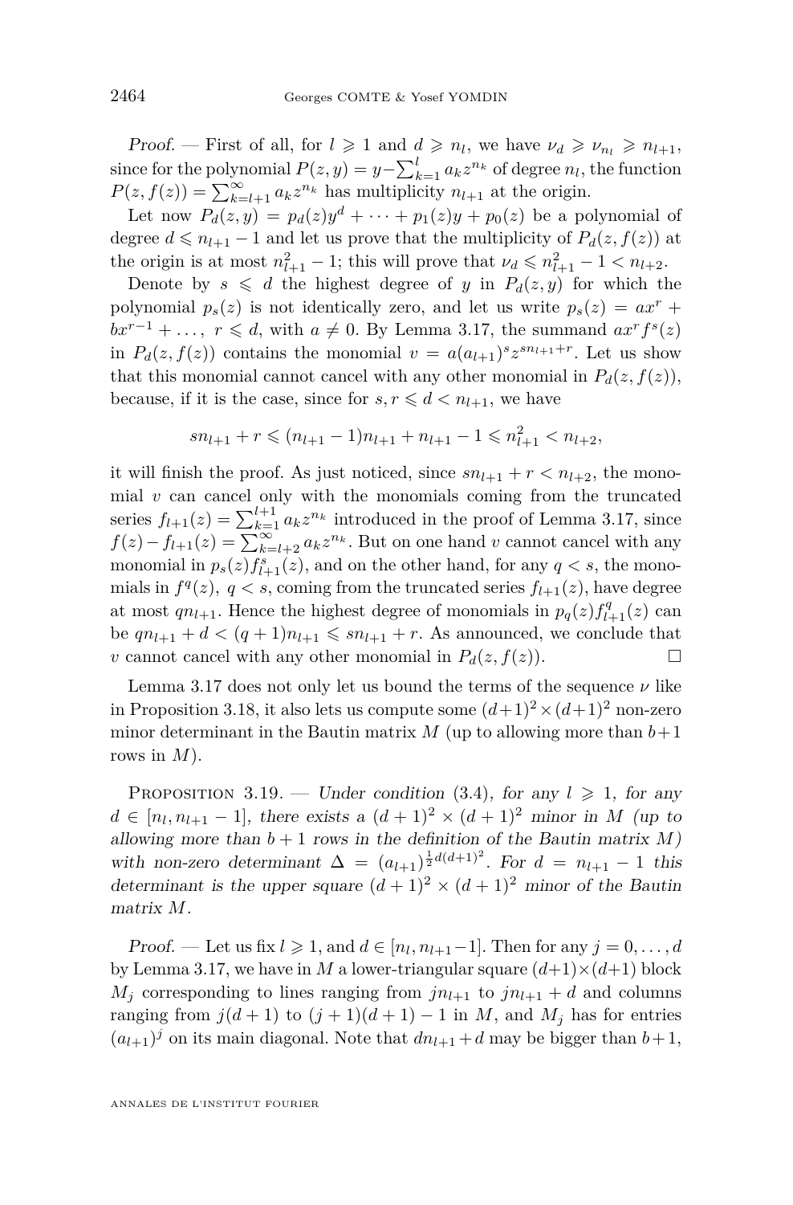*Proof.* — First of all, for $l \geqslant 1$ and $d \geqslant n_l$, we have $\nu_d \geqslant \nu_{n_l} \geqslant n_{l+1}$, since for the polynomial $P(z,y) = y - \sum_{k=1}^{l} a_k z^{n_k}$ of degree $n_l$, the function $P(z,f(z)) = \sum_{k=l+1}^{\infty} a_k z^{n_k}$ has multiplicity $n_{l+1}$ at the origin.

Let now $P_d(z,y) = p_d(z)y^d + \cdots + p_1(z)y + p_0(z)$ be a polynomial of degree $d \leqslant n_{l+1} - 1$ and let us prove that the multiplicity of $P_d(z,f(z))$ at the origin is at most $n_{l+1}^2 - 1$; this will prove that $\nu_d \leqslant n_{l+1}^2 - 1 < n_{l+2}$.

Denote by $s \leqslant d$ the highest degree of $y$ in $P_d(z,y)$ for which the polynomial $p_s(z)$ is not identically zero, and let us write $p_s(z) = ax^r + bx^{r-1} + \ldots,\ r \leqslant d$, with $a \neq 0$. By Lemma 3.17, the summand $ax^r f^s(z)$ in $P_d(z,f(z))$ contains the monomial $v = a(a_{l+1})^s z^{sn_{l+1}+r}$. Let us show that this monomial cannot cancel with any other monomial in $P_d(z,f(z))$, because, if it is the case, since for $s, r \leqslant d < n_{l+1}$, we have

$$sn_{l+1} + r \leqslant (n_{l+1} - 1)n_{l+1} + n_{l+1} - 1 \leqslant n_{l+1}^2 < n_{l+2},$$

it will finish the proof. As just noticed, since $sn_{l+1} + r < n_{l+2}$, the monomial $v$ can cancel only with the monomials coming from the truncated series $f_{l+1}(z) = \sum_{k=1}^{l+1} a_k z^{n_k}$ introduced in the proof of Lemma 3.17, since $f(z) - f_{l+1}(z) = \sum_{k=l+2}^{\infty} a_k z^{n_k}$. But on one hand $v$ cannot cancel with any monomial in $p_s(z) f_{l+1}^s(z)$, and on the other hand, for any $q < s$, the monomials in $f^q(z),\ q < s$, coming from the truncated series $f_{l+1}(z)$, have degree at most $qn_{l+1}$. Hence the highest degree of monomials in $p_q(z) f_{l+1}^q(z)$ can be $qn_{l+1} + d < (q+1)n_{l+1} \leqslant sn_{l+1} + r$. As announced, we conclude that $v$ cannot cancel with any other monomial in $P_d(z,f(z))$. □

Lemma 3.17 does not only let us bound the terms of the sequence $\nu$ like in Proposition 3.18, it also lets us compute some $(d+1)^2 \times (d+1)^2$ non-zero minor determinant in the Bautin matrix $M$ (up to allowing more than $b+1$ rows in $M$).

Proposition 3.19. — *Under condition (3.4), for any $l \geqslant 1$, for any $d \in [n_l, n_{l+1} - 1]$, there exists a $(d+1)^2 \times (d+1)^2$ minor in $M$ (up to allowing more than $b+1$ rows in the definition of the Bautin matrix $M$) with non-zero determinant $\Delta = (a_{l+1})^{\frac{1}{2}d(d+1)^2}$. For $d = n_{l+1} - 1$ this determinant is the upper square $(d+1)^2 \times (d+1)^2$ minor of the Bautin matrix $M$.*

*Proof.* — Let us fix $l \geqslant 1$, and $d \in [n_l, n_{l+1} - 1]$. Then for any $j = 0, \ldots, d$ by Lemma 3.17, we have in $M$ a lower-triangular square $(d+1) \times (d+1)$ block $M_j$ corresponding to lines ranging from $jn_{l+1}$ to $jn_{l+1} + d$ and columns ranging from $j(d+1)$ to $(j+1)(d+1) - 1$ in $M$, and $M_j$ has for entries $(a_{l+1})^j$ on its main diagonal. Note that $dn_{l+1} + d$ may be bigger than $b+1$,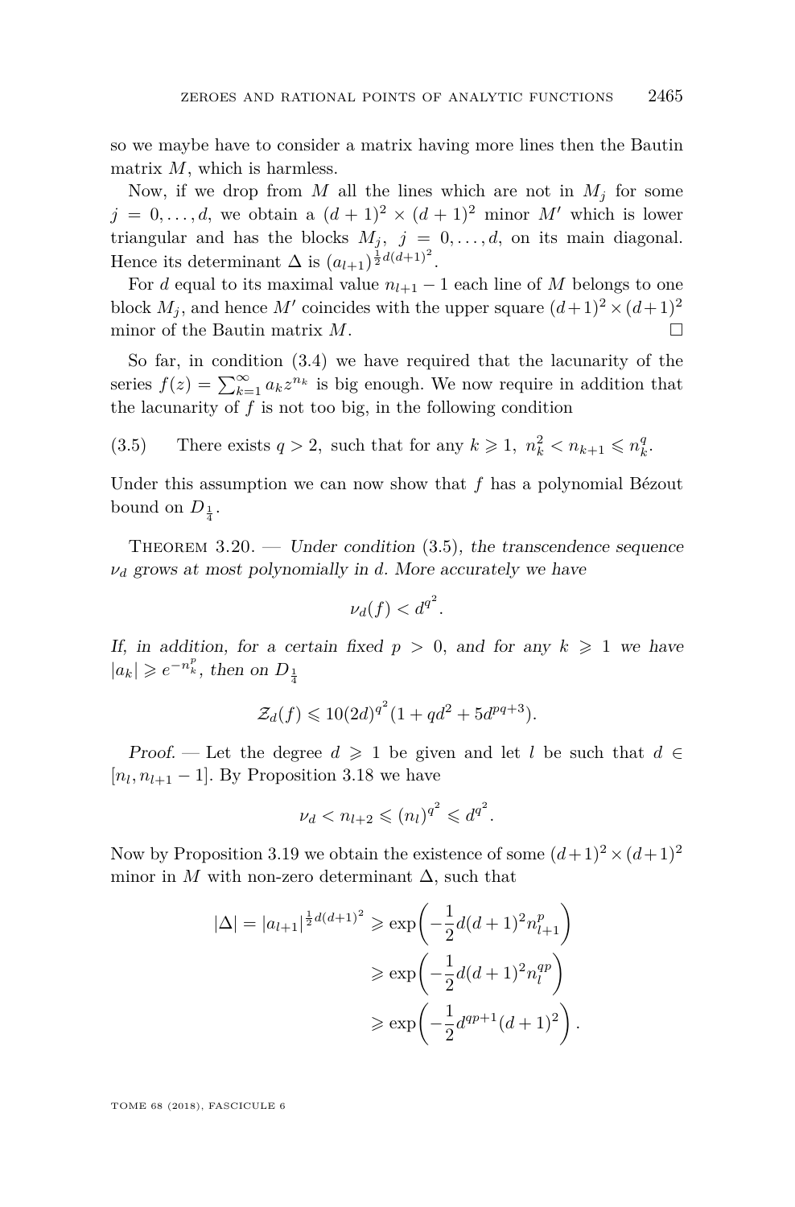so we maybe have to consider a matrix having more lines then the Bautin matrix $M$, which is harmless.

Now, if we drop from $M$ all the lines which are not in $M_j$ for some $j = 0, \ldots, d$, we obtain a $(d+1)^2 \times (d+1)^2$ minor $M'$ which is lower triangular and has the blocks $M_j$, $j = 0, \ldots, d$, on its main diagonal. Hence its determinant $\Delta$ is $(a_{l+1})^{\frac{1}{2}d(d+1)^2}$.

For $d$ equal to its maximal value $n_{l+1} - 1$ each line of $M$ belongs to one block $M_j$, and hence $M'$ coincides with the upper square $(d+1)^2 \times (d+1)^2$ minor of the Bautin matrix $M$. □

So far, in condition (3.4) we have required that the lacunarity of the series $f(z) = \sum_{k=1}^{\infty} a_k z^{n_k}$ is big enough. We now require in addition that the lacunarity of $f$ is not too big, in the following condition

(3.5) There exists $q > 2$, such that for any $k \geqslant 1$, $n_k^2 < n_{k+1} \leqslant n_k^q$.

Under this assumption we can now show that $f$ has a polynomial Bézout bound on $D_{\frac{1}{4}}$.

Theorem 3.20. — *Under condition* (3.5), *the transcendence sequence $\nu_d$ grows at most polynomially in $d$. More accurately we have*

$$\nu_d(f) < d^{q^2}.$$

*If, in addition, for a certain fixed $p > 0$, and for any $k \geqslant 1$ we have $|a_k| \geqslant e^{-n_k^p}$, then on $D_{\frac{1}{4}}$*

$$\mathcal{Z}_d(f) \leqslant 10(2d)^{q^2}(1 + qd^2 + 5d^{pq+3}).$$

*Proof.* — Let the degree $d \geqslant 1$ be given and let $l$ be such that $d \in [n_l, n_{l+1} - 1]$. By Proposition 3.18 we have

$$\nu_d < n_{l+2} \leqslant (n_l)^{q^2} \leqslant d^{q^2}.$$

Now by Proposition 3.19 we obtain the existence of some $(d+1)^2 \times (d+1)^2$ minor in $M$ with non-zero determinant $\Delta$, such that

$$\begin{aligned}
|\Delta| = |a_{l+1}|^{\frac{1}{2}d(d+1)^2} &\geqslant \exp\left(-\frac{1}{2}d(d+1)^2 n_{l+1}^p\right) \\
&\geqslant \exp\left(-\frac{1}{2}d(d+1)^2 n_l^{qp}\right) \\
&\geqslant \exp\left(-\frac{1}{2}d^{qp+1}(d+1)^2\right).
\end{aligned}$$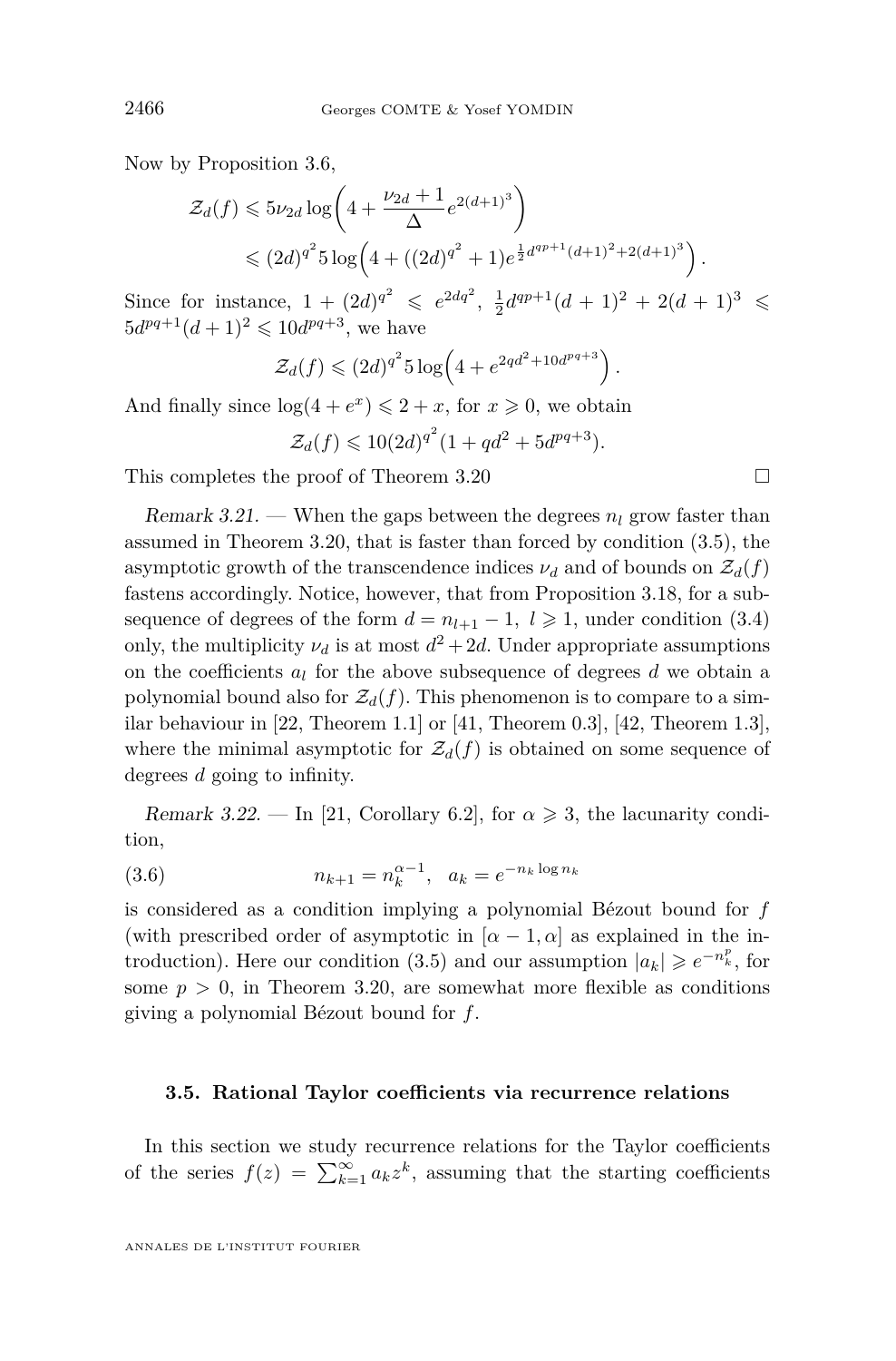Now by Proposition 3.6,

$$\begin{aligned}\mathcal{Z}_d(f) &\leqslant 5\nu_{2d}\log\left(4+\frac{\nu_{2d}+1}{\Delta}e^{2(d+1)^3}\right)\\ &\leqslant (2d)^{q^2}5\log\left(4+((2d)^{q^2}+1)e^{\frac{1}{2}d^{qp+1}(d+1)^2+2(d+1)^3}\right).\end{aligned}$$

Since for instance, $1+(2d)^{q^2}\leqslant e^{2dq^2}$, $\frac{1}{2}d^{qp+1}(d+1)^2+2(d+1)^3\leqslant 5d^{pq+1}(d+1)^2\leqslant 10d^{pq+3}$, we have

$$\mathcal{Z}_d(f)\leqslant (2d)^{q^2}5\log\left(4+e^{2qd^2+10d^{pq+3}}\right).$$

And finally since $\log(4+e^x)\leqslant 2+x$, for $x\geqslant 0$, we obtain

$$\mathcal{Z}_d(f)\leqslant 10(2d)^{q^2}(1+qd^2+5d^{pq+3}).$$

This completes the proof of Theorem 3.20 □

*Remark 3.21.* — When the gaps between the degrees $n_l$ grow faster than assumed in Theorem 3.20, that is faster than forced by condition (3.5), the asymptotic growth of the transcendence indices $\nu_d$ and of bounds on $\mathcal{Z}_d(f)$ fastens accordingly. Notice, however, that from Proposition 3.18, for a subsequence of degrees of the form $d=n_{l+1}-1$, $l\geqslant 1$, under condition (3.4) only, the multiplicity $\nu_d$ is at most $d^2+2d$. Under appropriate assumptions on the coefficients $a_l$ for the above subsequence of degrees $d$ we obtain a polynomial bound also for $\mathcal{Z}_d(f)$. This phenomenon is to compare to a similar behaviour in [22, Theorem 1.1] or [41, Theorem 0.3], [42, Theorem 1.3], where the minimal asymptotic for $\mathcal{Z}_d(f)$ is obtained on some sequence of degrees $d$ going to infinity.

*Remark 3.22.* — In [21, Corollary 6.2], for $\alpha\geqslant 3$, the lacunarity condition,

$$n_{k+1}=n_k^{\alpha-1},\quad a_k=e^{-n_k\log n_k} \tag{3.6}$$

is considered as a condition implying a polynomial Bézout bound for $f$ (with prescribed order of asymptotic in $[\alpha-1,\alpha]$ as explained in the introduction). Here our condition (3.5) and our assumption $|a_k|\geqslant e^{-n_k^p}$, for some $p>0$, in Theorem 3.20, are somewhat more flexible as conditions giving a polynomial Bézout bound for $f$.

### 3.5. Rational Taylor coefficients via recurrence relations

In this section we study recurrence relations for the Taylor coefficients of the series $f(z)=\sum_{k=1}^{\infty}a_kz^k$, assuming that the starting coefficients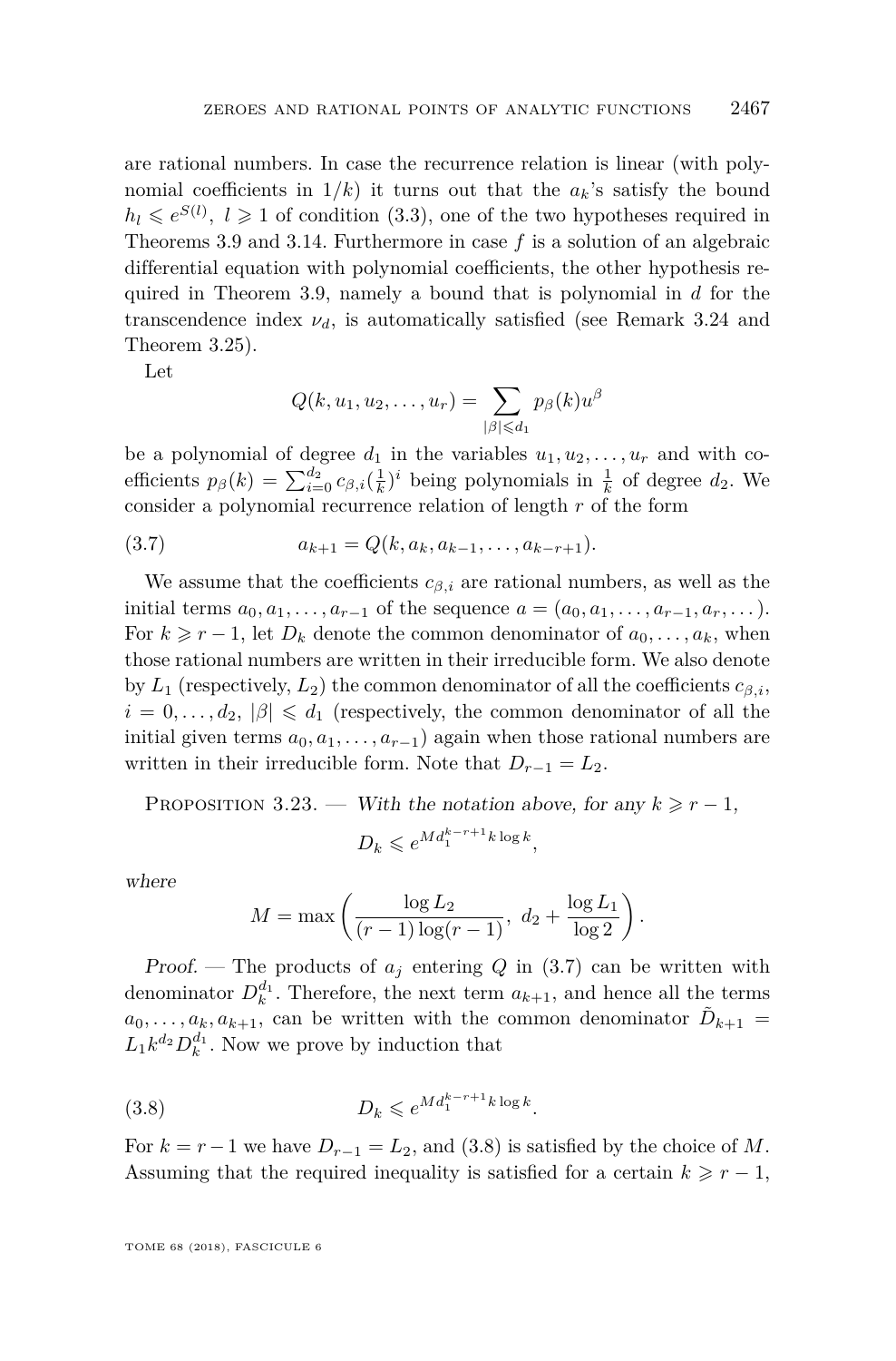are rational numbers. In case the recurrence relation is linear (with polynomial coefficients in $1/k$) it turns out that the $a_k$'s satisfy the bound $h_l \leqslant e^{S(l)}$, $l \geqslant 1$ of condition (3.3), one of the two hypotheses required in Theorems 3.9 and 3.14. Furthermore in case $f$ is a solution of an algebraic differential equation with polynomial coefficients, the other hypothesis required in Theorem 3.9, namely a bound that is polynomial in $d$ for the transcendence index $\nu_d$, is automatically satisfied (see Remark 3.24 and Theorem 3.25).

Let

$$Q(k, u_1, u_2, \dots, u_r) = \sum_{|\beta| \leqslant d_1} p_\beta(k) u^\beta$$

be a polynomial of degree $d_1$ in the variables $u_1, u_2, \dots, u_r$ and with coefficients $p_\beta(k) = \sum_{i=0}^{d_2} c_{\beta,i}(\frac{1}{k})^i$ being polynomials in $\frac{1}{k}$ of degree $d_2$. We consider a polynomial recurrence relation of length $r$ of the form

$$a_{k+1} = Q(k, a_k, a_{k-1}, \dots, a_{k-r+1}). \tag{3.7}$$

We assume that the coefficients $c_{\beta,i}$ are rational numbers, as well as the initial terms $a_0, a_1, \dots, a_{r-1}$ of the sequence $a = (a_0, a_1, \dots, a_{r-1}, a_r, \dots)$. For $k \geqslant r-1$, let $D_k$ denote the common denominator of $a_0, \dots, a_k$, when those rational numbers are written in their irreducible form. We also denote by $L_1$ (respectively, $L_2$) the common denominator of all the coefficients $c_{\beta,i}$, $i = 0, \dots, d_2$, $|\beta| \leqslant d_1$ (respectively, the common denominator of all the initial given terms $a_0, a_1, \dots, a_{r-1}$) again when those rational numbers are written in their irreducible form. Note that $D_{r-1} = L_2$.

Proposition 3.23. — *With the notation above, for any $k \geqslant r-1$,*

$$D_k \leqslant e^{M d_1^{k-r+1} k \log k},$$

*where*

$$M = \max\left( \frac{\log L_2}{(r-1)\log(r-1)},\ d_2 + \frac{\log L_1}{\log 2} \right).$$

*Proof.* — The products of $a_j$ entering $Q$ in (3.7) can be written with denominator $D_k^{d_1}$. Therefore, the next term $a_{k+1}$, and hence all the terms $a_0, \dots, a_k, a_{k+1}$, can be written with the common denominator $\tilde{D}_{k+1} = L_1 k^{d_2} D_k^{d_1}$. Now we prove by induction that

$$D_k \leqslant e^{M d_1^{k-r+1} k \log k}. \tag{3.8}$$

For $k = r-1$ we have $D_{r-1} = L_2$, and (3.8) is satisfied by the choice of $M$. Assuming that the required inequality is satisfied for a certain $k \geqslant r-1$,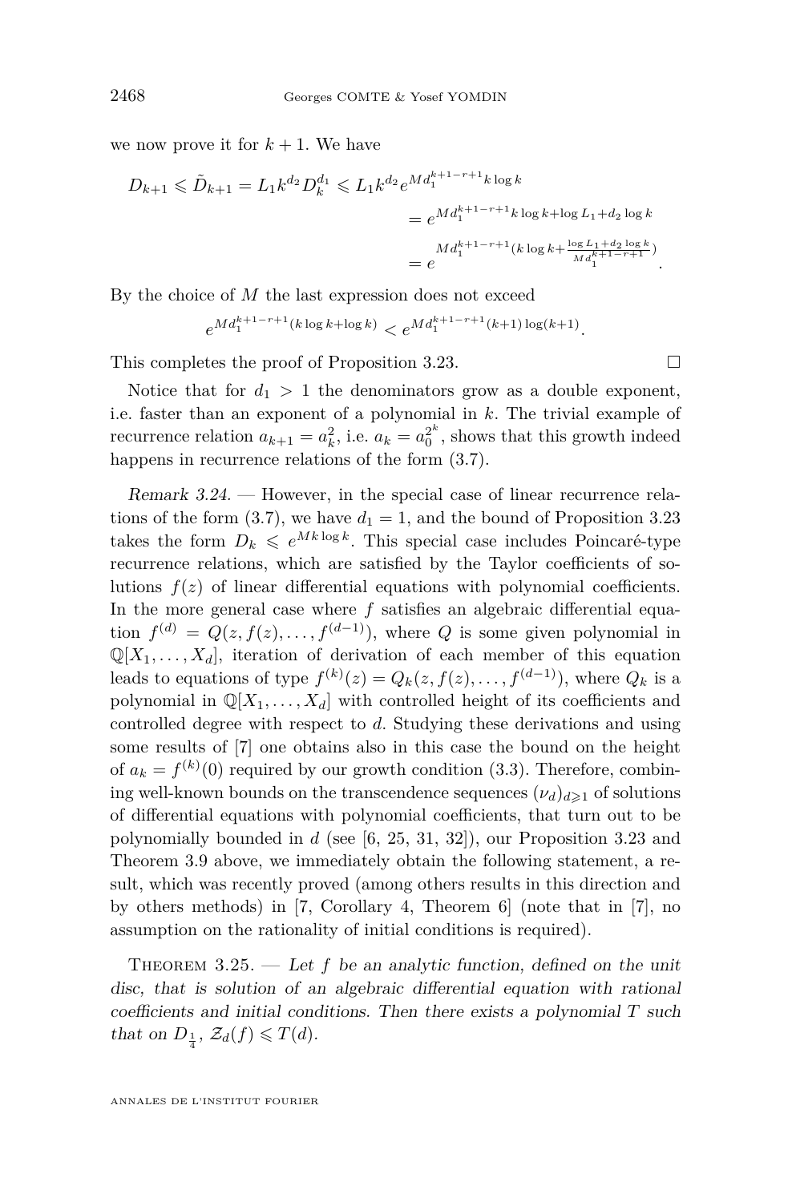we now prove it for $k+1$. We have

$$
\begin{aligned}
D_{k+1} \leqslant \tilde{D}_{k+1} = L_1 k^{d_2} D_k^{d_1} \leqslant L_1 k^{d_2} e^{M d_1^{k+1-r+1} k \log k} \\
&= e^{M d_1^{k+1-r+1} k \log k + \log L_1 + d_2 \log k} \\
&= e^{M d_1^{k+1-r+1} (k \log k + \frac{\log L_1 + d_2 \log k}{M d_1^{k+1-r+1}})}.
\end{aligned}
$$

By the choice of $M$ the last expression does not exceed

$$
e^{M d_1^{k+1-r+1}(k \log k + \log k)} < e^{M d_1^{k+1-r+1}(k+1)\log(k+1)}.
$$

This completes the proof of Proposition 3.23. □

Notice that for $d_1 > 1$ the denominators grow as a double exponent, i.e. faster than an exponent of a polynomial in $k$. The trivial example of recurrence relation $a_{k+1} = a_k^2$, i.e. $a_k = a_0^{2^k}$, shows that this growth indeed happens in recurrence relations of the form (3.7).

*Remark 3.24.* — However, in the special case of linear recurrence relations of the form (3.7), we have $d_1 = 1$, and the bound of Proposition 3.23 takes the form $D_k \leqslant e^{Mk \log k}$. This special case includes Poincaré-type recurrence relations, which are satisfied by the Taylor coefficients of solutions $f(z)$ of linear differential equations with polynomial coefficients. In the more general case where $f$ satisfies an algebraic differential equation $f^{(d)} = Q(z, f(z), \dots, f^{(d-1)})$, where $Q$ is some given polynomial in $\mathbb{Q}[X_1, \dots, X_d]$, iteration of derivation of each member of this equation leads to equations of type $f^{(k)}(z) = Q_k(z, f(z), \dots, f^{(d-1)})$, where $Q_k$ is a polynomial in $\mathbb{Q}[X_1, \dots, X_d]$ with controlled height of its coefficients and controlled degree with respect to $d$. Studying these derivations and using some results of [7] one obtains also in this case the bound on the height of $a_k = f^{(k)}(0)$ required by our growth condition (3.3). Therefore, combining well-known bounds on the transcendence sequences $(\nu_d)_{d\geqslant 1}$ of solutions of differential equations with polynomial coefficients, that turn out to be polynomially bounded in $d$ (see [6, 25, 31, 32]), our Proposition 3.23 and Theorem 3.9 above, we immediately obtain the following statement, a result, which was recently proved (among others results in this direction and by others methods) in [7, Corollary 4, Theorem 6] (note that in [7], no assumption on the rationality of initial conditions is required).

Theorem 3.25. — *Let $f$ be an analytic function, defined on the unit disc, that is solution of an algebraic differential equation with rational coefficients and initial conditions. Then there exists a polynomial $T$ such that on $D_{\frac{1}{4}}$, $\mathcal{Z}_d(f) \leqslant T(d)$.*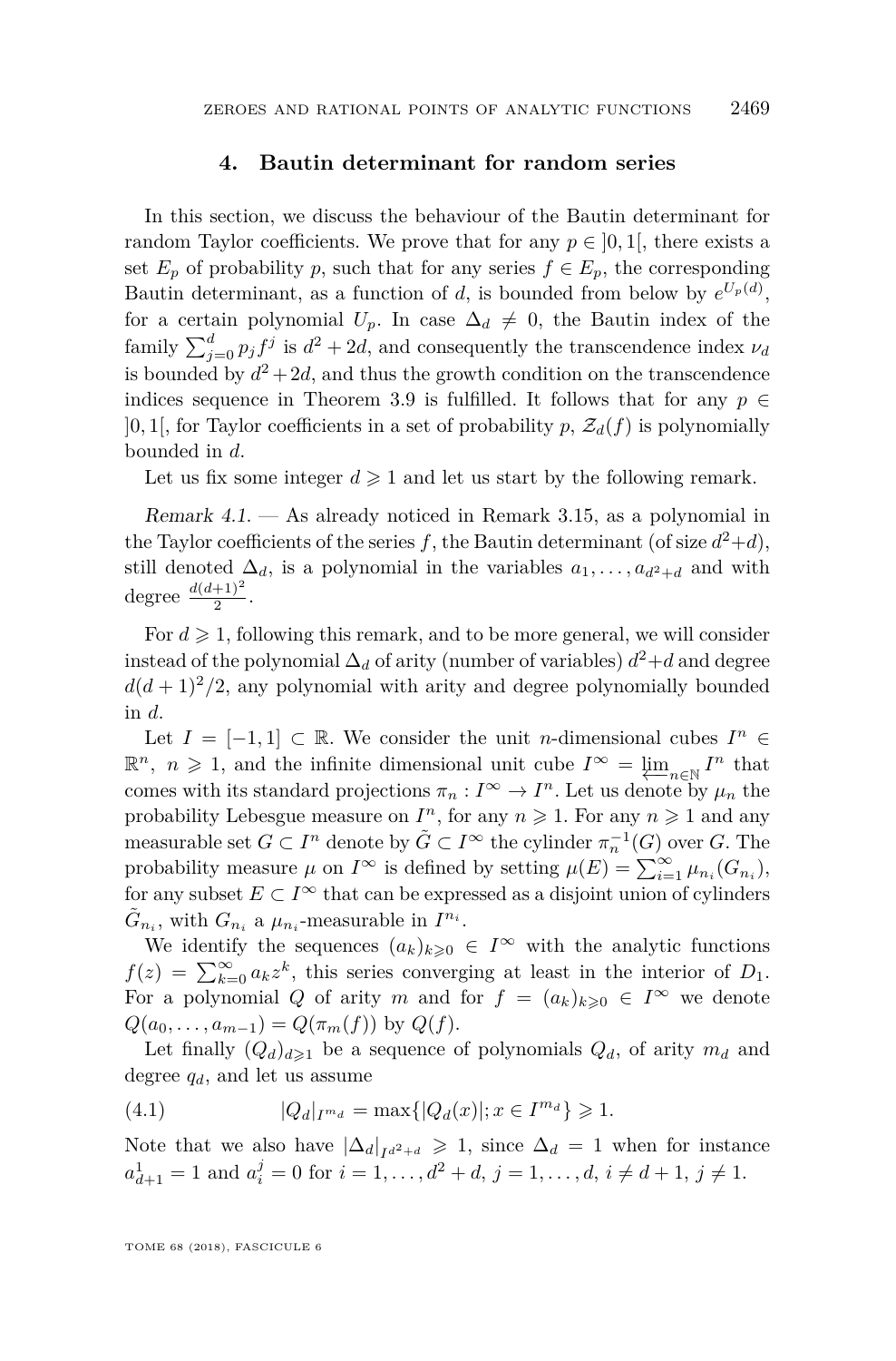## 4. Bautin determinant for random series

In this section, we discuss the behaviour of the Bautin determinant for random Taylor coefficients. We prove that for any $p \in ]0,1[$, there exists a set $E_p$ of probability $p$, such that for any series $f \in E_p$, the corresponding Bautin determinant, as a function of $d$, is bounded from below by $e^{U_p(d)}$, for a certain polynomial $U_p$. In case $\Delta_d \neq 0$, the Bautin index of the family $\sum_{j=0}^{d} p_j f^j$ is $d^2+2d$, and consequently the transcendence index $\nu_d$ is bounded by $d^2+2d$, and thus the growth condition on the transcendence indices sequence in Theorem 3.9 is fulfilled. It follows that for any $p \in ]0,1[$, for Taylor coefficients in a set of probability $p$, $\mathcal{Z}_d(f)$ is polynomially bounded in $d$.

Let us fix some integer $d \geqslant 1$ and let us start by the following remark.

*Remark 4.1.* — As already noticed in Remark 3.15, as a polynomial in the Taylor coefficients of the series $f$, the Bautin determinant (of size $d^2+d$), still denoted $\Delta_d$, is a polynomial in the variables $a_1, \dots, a_{d^2+d}$ and with degree $\frac{d(d+1)^2}{2}$.

For $d \geqslant 1$, following this remark, and to be more general, we will consider instead of the polynomial $\Delta_d$ of arity (number of variables) $d^2+d$ and degree $d(d+1)^2/2$, any polynomial with arity and degree polynomially bounded in $d$.

Let $I = [-1,1] \subset \mathbb{R}$. We consider the unit $n$-dimensional cubes $I^n \in \mathbb{R}^n$, $n \geqslant 1$, and the infinite dimensional unit cube $I^\infty = \varprojlim_{n \in \mathbb{N}} I^n$ that comes with its standard projections $\pi_n : I^\infty \to I^n$. Let us denote by $\mu_n$ the probability Lebesgue measure on $I^n$, for any $n \geqslant 1$. For any $n \geqslant 1$ and any measurable set $G \subset I^n$ denote by $\tilde{G} \subset I^\infty$ the cylinder $\pi_n^{-1}(G)$ over $G$. The probability measure $\mu$ on $I^\infty$ is defined by setting $\mu(E) = \sum_{i=1}^{\infty} \mu_{n_i}(G_{n_i})$, for any subset $E \subset I^\infty$ that can be expressed as a disjoint union of cylinders $\tilde{G}_{n_i}$, with $G_{n_i}$ a $\mu_{n_i}$-measurable in $I^{n_i}$.

We identify the sequences $(a_k)_{k \geqslant 0} \in I^\infty$ with the analytic functions $f(z) = \sum_{k=0}^{\infty} a_k z^k$, this series converging at least in the interior of $D_1$. For a polynomial $Q$ of arity $m$ and for $f = (a_k)_{k \geqslant 0} \in I^\infty$ we denote $Q(a_0, \dots, a_{m-1}) = Q(\pi_m(f))$ by $Q(f)$.

Let finally $(Q_d)_{d \geqslant 1}$ be a sequence of polynomials $Q_d$, of arity $m_d$ and degree $q_d$, and let us assume

$$|Q_d|_{I^{m_d}} = \max\{|Q_d(x)|; x \in I^{m_d}\} \geqslant 1. \tag{4.1}$$

Note that we also have $|\Delta_d|_{I^{d^2+d}} \geqslant 1$, since $\Delta_d = 1$ when for instance $a^1_{d+1} = 1$ and $a^j_i = 0$ for $i = 1, \dots, d^2+d$, $j = 1, \dots, d$, $i \neq d+1$, $j \neq 1$.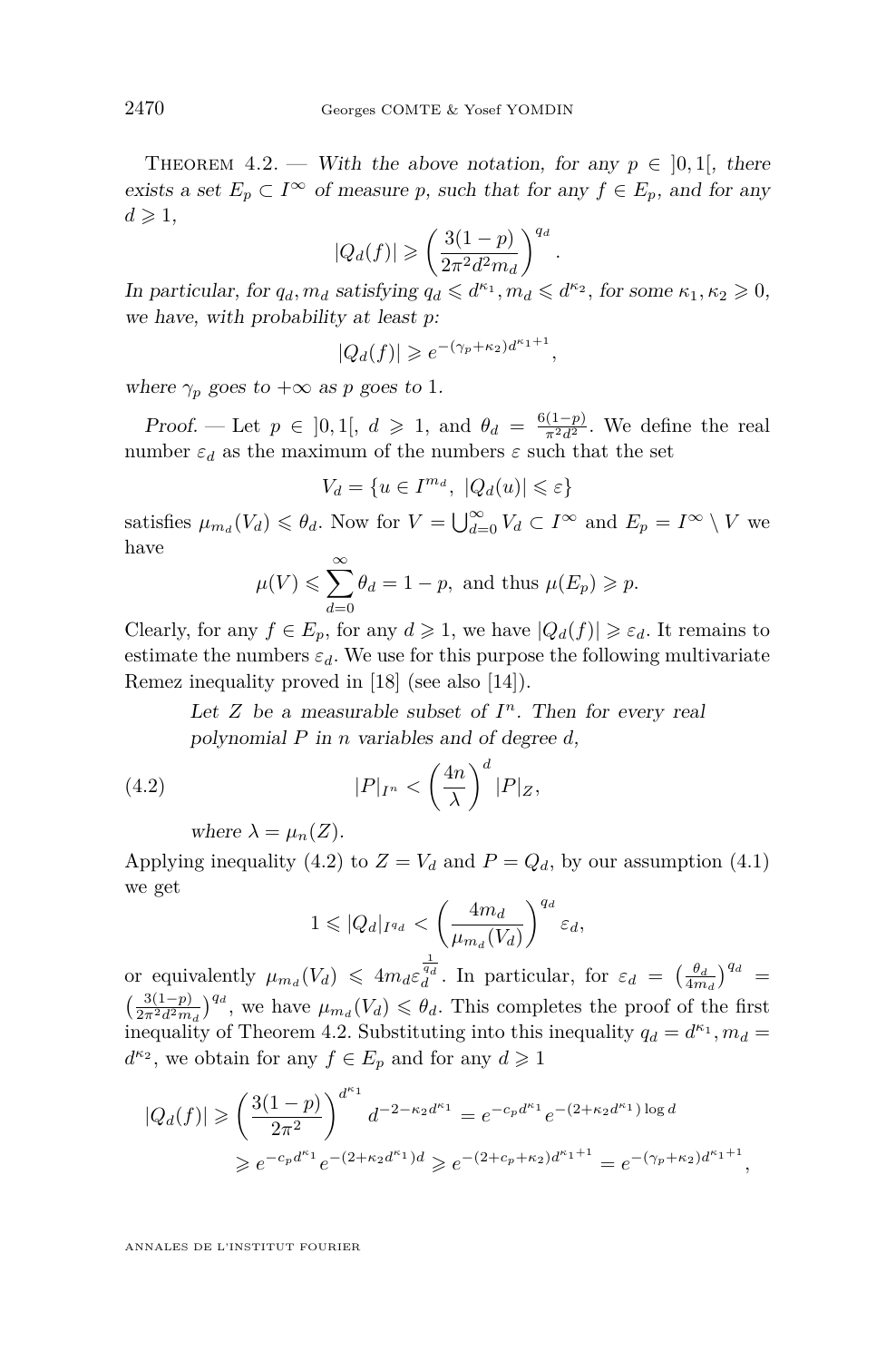Theorem 4.2. — *With the above notation, for any $p \in \,]0,1[$, there exists a set $E_p \subset I^\infty$ of measure $p$, such that for any $f \in E_p$, and for any $d \geqslant 1$,*

$$|Q_d(f)| \geqslant \left(\frac{3(1-p)}{2\pi^2 d^2 m_d}\right)^{q_d}.$$

*In particular, for $q_d, m_d$ satisfying $q_d \leqslant d^{\kappa_1}, m_d \leqslant d^{\kappa_2}$, for some $\kappa_1, \kappa_2 \geqslant 0$, we have, with probability at least $p$:*

$$|Q_d(f)| \geqslant e^{-(\gamma_p + \kappa_2) d^{\kappa_1 + 1}},$$

*where $\gamma_p$ goes to $+\infty$ as $p$ goes to 1.*

*Proof.* — Let $p \in \,]0,1[$, $d \geqslant 1$, and $\theta_d = \frac{6(1-p)}{\pi^2 d^2}$. We define the real number $\varepsilon_d$ as the maximum of the numbers $\varepsilon$ such that the set

$$V_d = \{u \in I^{m_d},\ |Q_d(u)| \leqslant \varepsilon\}$$

satisfies $\mu_{m_d}(V_d) \leqslant \theta_d$. Now for $V = \bigcup_{d=0}^{\infty} V_d \subset I^\infty$ and $E_p = I^\infty \setminus V$ we have

$$\mu(V) \leqslant \sum_{d=0}^{\infty} \theta_d = 1 - p, \text{ and thus } \mu(E_p) \geqslant p.$$

Clearly, for any $f \in E_p$, for any $d \geqslant 1$, we have $|Q_d(f)| \geqslant \varepsilon_d$. It remains to estimate the numbers $\varepsilon_d$. We use for this purpose the following multivariate Remez inequality proved in [18] (see also [14]).

> *Let $Z$ be a measurable subset of $I^n$. Then for every real polynomial $P$ in $n$ variables and of degree $d$,*
>
> $$|P|_{I^n} < \left(\frac{4n}{\lambda}\right)^d |P|_Z, \tag{4.2}$$
>
> *where $\lambda = \mu_n(Z)$.*

Applying inequality (4.2) to $Z = V_d$ and $P = Q_d$, by our assumption (4.1) we get

$$1 \leqslant |Q_d|_{I^{q_d}} < \left(\frac{4m_d}{\mu_{m_d}(V_d)}\right)^{q_d} \varepsilon_d,$$

or equivalently $\mu_{m_d}(V_d) \leqslant 4m_d \varepsilon_d^{\frac{1}{q_d}}$. In particular, for $\varepsilon_d = \left(\frac{\theta_d}{4m_d}\right)^{q_d} = \left(\frac{3(1-p)}{2\pi^2 d^2 m_d}\right)^{q_d}$, we have $\mu_{m_d}(V_d) \leqslant \theta_d$. This completes the proof of the first inequality of Theorem 4.2. Substituting into this inequality $q_d = d^{\kappa_1}, m_d = d^{\kappa_2}$, we obtain for any $f \in E_p$ and for any $d \geqslant 1$

$$\begin{aligned}
|Q_d(f)| &\geqslant \left(\frac{3(1-p)}{2\pi^2}\right)^{d^{\kappa_1}} d^{-2-\kappa_2 d^{\kappa_1}} = e^{-c_p d^{\kappa_1}} e^{-(2+\kappa_2 d^{\kappa_1}) \log d} \\
&\geqslant e^{-c_p d^{\kappa_1}} e^{-(2+\kappa_2 d^{\kappa_1}) d} \geqslant e^{-(2+c_p+\kappa_2) d^{\kappa_1+1}} = e^{-(\gamma_p+\kappa_2) d^{\kappa_1+1}},
\end{aligned}$$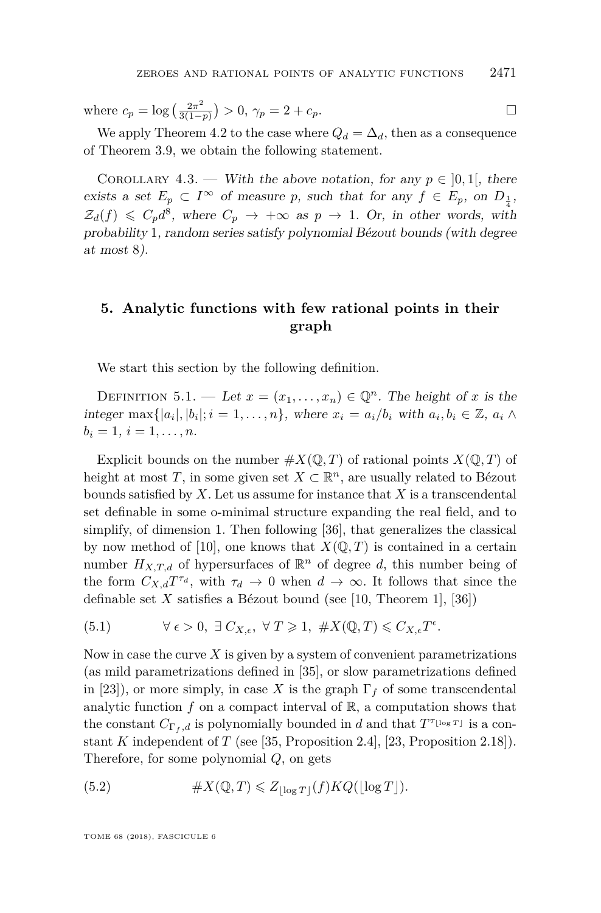where $c_p = \log\left(\frac{2\pi^2}{3(1-p)}\right) > 0$, $\gamma_p = 2 + c_p$. □

We apply Theorem 4.2 to the case where $Q_d = \Delta_d$, then as a consequence of Theorem 3.9, we obtain the following statement.

Corollary 4.3. — *With the above notation, for any $p \in ]0,1[$, there exists a set $E_p \subset I^\infty$ of measure $p$, such that for any $f \in E_p$, on $D_{\frac{1}{4}}$, $\mathcal{Z}_d(f) \leqslant C_p d^8$, where $C_p \to +\infty$ as $p \to 1$. Or, in other words, with probability 1, random series satisfy polynomial Bézout bounds (with degree at most 8).*

## 5. Analytic functions with few rational points in their graph

We start this section by the following definition.

Definition 5.1. — *Let $x = (x_1, \dots, x_n) \in \mathbb{Q}^n$. The height of $x$ is the integer $\max\{|a_i|, |b_i|; i = 1, \dots, n\}$, where $x_i = a_i/b_i$ with $a_i, b_i \in \mathbb{Z}$, $a_i \wedge b_i = 1$, $i = 1, \dots, n$.*

Explicit bounds on the number $\#X(\mathbb{Q}, T)$ of rational points $X(\mathbb{Q}, T)$ of height at most $T$, in some given set $X \subset \mathbb{R}^n$, are usually related to Bézout bounds satisfied by $X$. Let us assume for instance that $X$ is a transcendental set definable in some o-minimal structure expanding the real field, and to simplify, of dimension 1. Then following [36], that generalizes the classical by now method of [10], one knows that $X(\mathbb{Q}, T)$ is contained in a certain number $H_{X,T,d}$ of hypersurfaces of $\mathbb{R}^n$ of degree $d$, this number being of the form $C_{X,d} T^{\tau_d}$, with $\tau_d \to 0$ when $d \to \infty$. It follows that since the definable set $X$ satisfies a Bézout bound (see [10, Theorem 1], [36])

$$\forall\, \epsilon > 0,\ \exists\, C_{X,\epsilon},\ \forall\, T \geqslant 1,\ \#X(\mathbb{Q}, T) \leqslant C_{X,\epsilon} T^{\epsilon}. \tag{5.1}$$

Now in case the curve $X$ is given by a system of convenient parametrizations (as mild parametrizations defined in [35], or slow parametrizations defined in [23]), or more simply, in case $X$ is the graph $\Gamma_f$ of some transcendental analytic function $f$ on a compact interval of $\mathbb{R}$, a computation shows that the constant $C_{\Gamma_f,d}$ is polynomially bounded in $d$ and that $T^{\tau_{\lfloor \log T \rfloor}}$ is a constant $K$ independent of $T$ (see [35, Proposition 2.4], [23, Proposition 2.18]). Therefore, for some polynomial $Q$, on gets

$$\#X(\mathbb{Q}, T) \leqslant Z_{\lfloor \log T \rfloor}(f) K Q(\lfloor \log T \rfloor). \tag{5.2}$$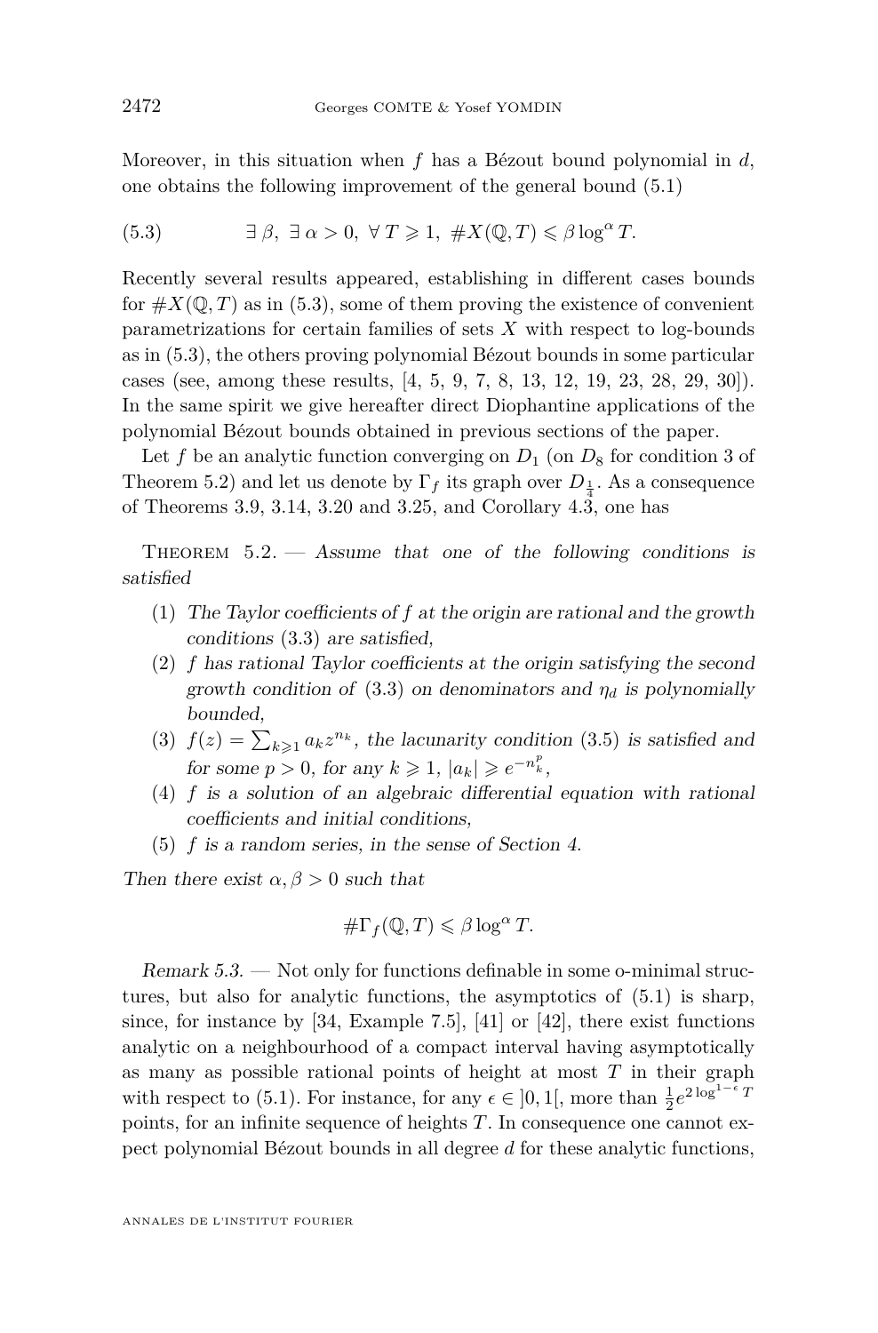Moreover, in this situation when $f$ has a Bézout bound polynomial in $d$, one obtains the following improvement of the general bound (5.1)

$$(5.3) \qquad \exists\, \beta,\ \exists\, \alpha > 0,\ \forall\, T \geqslant 1,\ \#X(\mathbb{Q}, T) \leqslant \beta \log^{\alpha} T.$$

Recently several results appeared, establishing in different cases bounds for $\#X(\mathbb{Q}, T)$ as in (5.3), some of them proving the existence of convenient parametrizations for certain families of sets $X$ with respect to log-bounds as in (5.3), the others proving polynomial Bézout bounds in some particular cases (see, among these results, [4, 5, 9, 7, 8, 13, 12, 19, 23, 28, 29, 30]). In the same spirit we give hereafter direct Diophantine applications of the polynomial Bézout bounds obtained in previous sections of the paper.

Let $f$ be an analytic function converging on $D_1$ (on $D_8$ for condition 3 of Theorem 5.2) and let us denote by $\Gamma_f$ its graph over $D_{\frac{1}{4}}$. As a consequence of Theorems 3.9, 3.14, 3.20 and 3.25, and Corollary 4.3, one has

Theorem 5.2. — *Assume that one of the following conditions is satisfied*

1. *The Taylor coefficients of $f$ at the origin are rational and the growth conditions* (3.3) *are satisfied,*
2. *$f$ has rational Taylor coefficients at the origin satisfying the second growth condition of* (3.3) *on denominators and $\eta_d$ is polynomially bounded,*
3. *$f(z) = \sum_{k\geqslant 1} a_k z^{n_k}$, the lacunarity condition* (3.5) *is satisfied and for some $p > 0$, for any $k \geqslant 1$, $|a_k| \geqslant e^{-n_k^p}$,*
4. *$f$ is a solution of an algebraic differential equation with rational coefficients and initial conditions,*
5. *$f$ is a random series, in the sense of Section 4.*

*Then there exist $\alpha, \beta > 0$ such that*

$$\#\Gamma_f(\mathbb{Q}, T) \leqslant \beta \log^{\alpha} T.$$

*Remark 5.3.* — Not only for functions definable in some o-minimal structures, but also for analytic functions, the asymptotics of (5.1) is sharp, since, for instance by [34, Example 7.5], [41] or [42], there exist functions analytic on a neighbourhood of a compact interval having asymptotically as many as possible rational points of height at most $T$ in their graph with respect to (5.1). For instance, for any $\epsilon \in ]0, 1[$, more than $\frac{1}{2}e^{2\log^{1-\epsilon} T}$ points, for an infinite sequence of heights $T$. In consequence one cannot expect polynomial Bézout bounds in all degree $d$ for these analytic functions,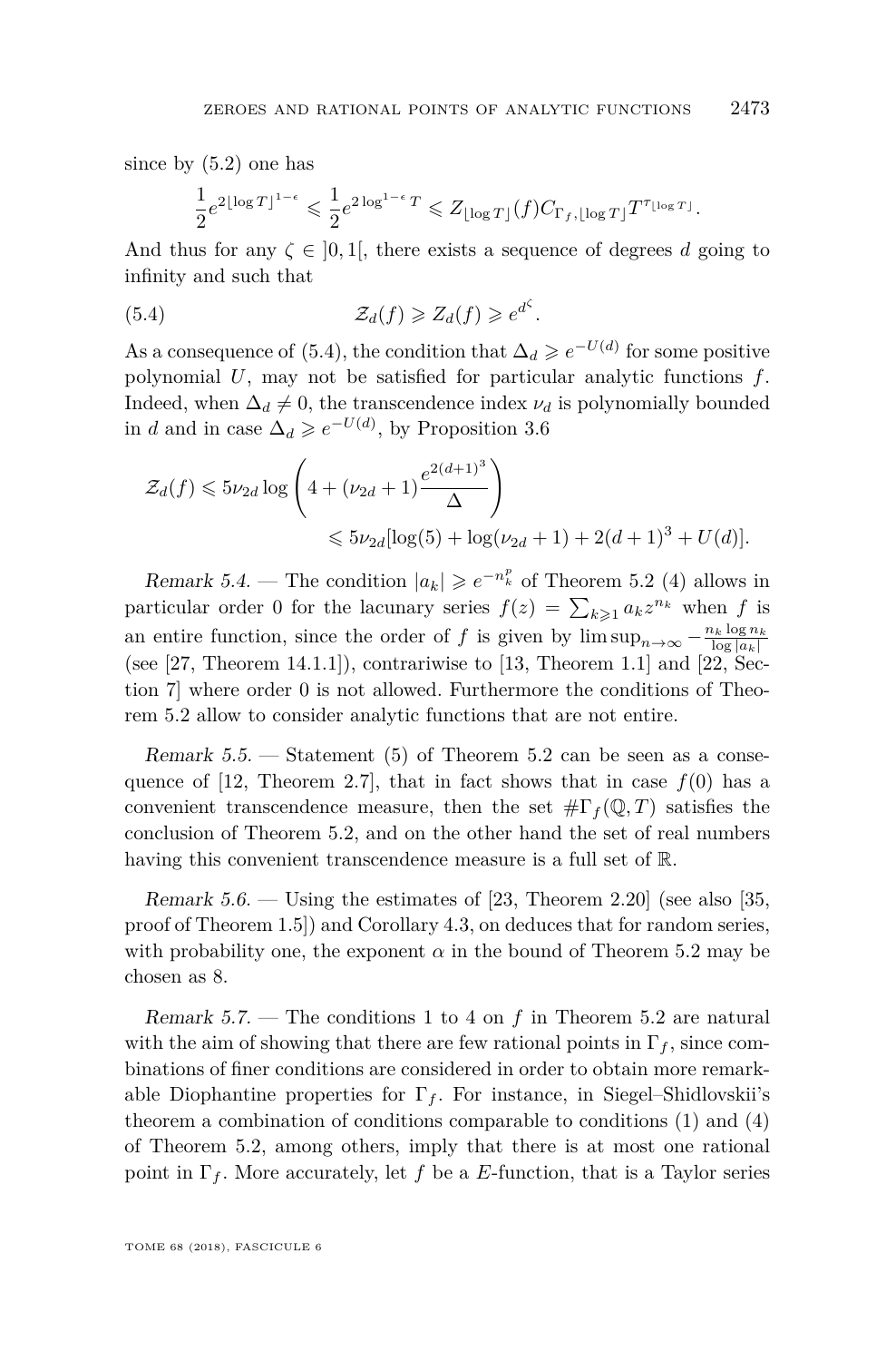since by (5.2) one has

$$\frac{1}{2}e^{2\lfloor \log T\rfloor^{1-\epsilon}} \leqslant \frac{1}{2}e^{2\log^{1-\epsilon} T} \leqslant Z_{\lfloor \log T\rfloor}(f) C_{\Gamma_f,\lfloor \log T\rfloor} T^{\tau_{\lfloor \log T\rfloor}}.$$

And thus for any $\zeta \in ]0,1[$, there exists a sequence of degrees $d$ going to infinity and such that

$$\mathcal{Z}_d(f) \geqslant Z_d(f) \geqslant e^{d^\zeta}. \tag{5.4}$$

As a consequence of (5.4), the condition that $\Delta_d \geqslant e^{-U(d)}$ for some positive polynomial $U$, may not be satisfied for particular analytic functions $f$. Indeed, when $\Delta_d \neq 0$, the transcendence index $\nu_d$ is polynomially bounded in $d$ and in case $\Delta_d \geqslant e^{-U(d)}$, by Proposition 3.6

$$\begin{aligned}\mathcal{Z}_d(f) \leqslant 5\nu_{2d} \log\left(4 + (\nu_{2d}+1)\frac{e^{2(d+1)^3}}{\Delta}\right) \\ \leqslant 5\nu_{2d}[\log(5) + \log(\nu_{2d}+1) + 2(d+1)^3 + U(d)].\end{aligned}$$

*Remark 5.4.* — The condition $|a_k| \geqslant e^{-n_k^p}$ of Theorem 5.2 (4) allows in particular order 0 for the lacunary series $f(z) = \sum_{k\geqslant 1} a_k z^{n_k}$ when $f$ is an entire function, since the order of $f$ is given by $\limsup_{n\to\infty} -\frac{n_k \log n_k}{\log|a_k|}$ (see [27, Theorem 14.1.1]), contrariwise to [13, Theorem 1.1] and [22, Section 7] where order 0 is not allowed. Furthermore the conditions of Theorem 5.2 allow to consider analytic functions that are not entire.

*Remark 5.5.* — Statement (5) of Theorem 5.2 can be seen as a consequence of [12, Theorem 2.7], that in fact shows that in case $f(0)$ has a convenient transcendence measure, then the set $\#\Gamma_f(\mathbb{Q}, T)$ satisfies the conclusion of Theorem 5.2, and on the other hand the set of real numbers having this convenient transcendence measure is a full set of $\mathbb{R}$.

*Remark 5.6.* — Using the estimates of [23, Theorem 2.20] (see also [35, proof of Theorem 1.5]) and Corollary 4.3, on deduces that for random series, with probability one, the exponent $\alpha$ in the bound of Theorem 5.2 may be chosen as 8.

*Remark 5.7.* — The conditions 1 to 4 on $f$ in Theorem 5.2 are natural with the aim of showing that there are few rational points in $\Gamma_f$, since combinations of finer conditions are considered in order to obtain more remarkable Diophantine properties for $\Gamma_f$. For instance, in Siegel–Shidlovskii's theorem a combination of conditions comparable to conditions (1) and (4) of Theorem 5.2, among others, imply that there is at most one rational point in $\Gamma_f$. More accurately, let $f$ be a $E$-function, that is a Taylor series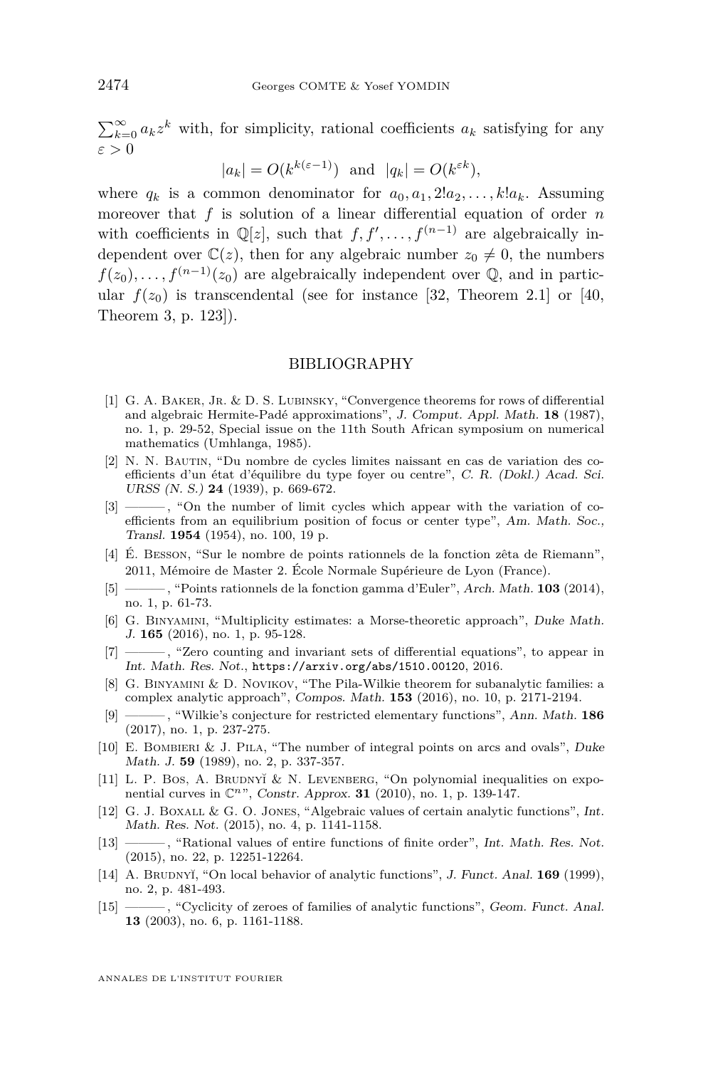$\sum_{k=0}^{\infty} a_k z^k$ with, for simplicity, rational coefficients $a_k$ satisfying for any $\varepsilon > 0$

$$|a_k| = O(k^{k(\varepsilon-1)}) \text{ and } |q_k| = O(k^{\varepsilon k}),$$

where $q_k$ is a common denominator for $a_0, a_1, 2!a_2, \ldots, k!a_k$. Assuming moreover that $f$ is solution of a linear differential equation of order $n$ with coefficients in $\mathbb{Q}[z]$, such that $f, f', \ldots, f^{(n-1)}$ are algebraically independent over $\mathbb{C}(z)$, then for any algebraic number $z_0 \neq 0$, the numbers $f(z_0), \ldots, f^{(n-1)}(z_0)$ are algebraically independent over $\mathbb{Q}$, and in particular $f(z_0)$ is transcendental (see for instance [32, Theorem 2.1] or [40, Theorem 3, p. 123]).

## BIBLIOGRAPHY

[1] G. A. Baker, Jr. & D. S. Lubinsky, "Convergence theorems for rows of differential and algebraic Hermite-Padé approximations", *J. Comput. Appl. Math.* **18** (1987), no. 1, p. 29-52, Special issue on the 11th South African symposium on numerical mathematics (Umhlanga, 1985).

[2] N. N. Bautin, "Du nombre de cycles limites naissant en cas de variation des coefficients d'un état d'équilibre du type foyer ou centre", *C. R. (Dokl.) Acad. Sci. URSS (N. S.)* **24** (1939), p. 669-672.

[3] ———, "On the number of limit cycles which appear with the variation of coefficients from an equilibrium position of focus or center type", *Am. Math. Soc., Transl.* **1954** (1954), no. 100, 19 p.

[4] É. Besson, "Sur le nombre de points rationnels de la fonction zêta de Riemann", 2011, Mémoire de Master 2. École Normale Supérieure de Lyon (France).

[5] ———, "Points rationnels de la fonction gamma d'Euler", *Arch. Math.* **103** (2014), no. 1, p. 61-73.

[6] G. Binyamini, "Multiplicity estimates: a Morse-theoretic approach", *Duke Math. J.* **165** (2016), no. 1, p. 95-128.

[7] ———, "Zero counting and invariant sets of differential equations", to appear in *Int. Math. Res. Not.*, https://arxiv.org/abs/1510.00120, 2016.

[8] G. Binyamini & D. Novikov, "The Pila-Wilkie theorem for subanalytic families: a complex analytic approach", *Compos. Math.* **153** (2016), no. 10, p. 2171-2194.

[9] ———, "Wilkie's conjecture for restricted elementary functions", *Ann. Math.* **186** (2017), no. 1, p. 237-275.

[10] E. Bombieri & J. Pila, "The number of integral points on arcs and ovals", *Duke Math. J.* **59** (1989), no. 2, p. 337-357.

[11] L. P. Bos, A. Brudnyĭ & N. Levenberg, "On polynomial inequalities on exponential curves in $\mathbb{C}^n$", *Constr. Approx.* **31** (2010), no. 1, p. 139-147.

[12] G. J. Boxall & G. O. Jones, "Algebraic values of certain analytic functions", *Int. Math. Res. Not.* (2015), no. 4, p. 1141-1158.

[13] ———, "Rational values of entire functions of finite order", *Int. Math. Res. Not.* (2015), no. 22, p. 12251-12264.

[14] A. Brudnyĭ, "On local behavior of analytic functions", *J. Funct. Anal.* **169** (1999), no. 2, p. 481-493.

[15] ———, "Cyclicity of zeroes of families of analytic functions", *Geom. Funct. Anal.* **13** (2003), no. 6, p. 1161-1188.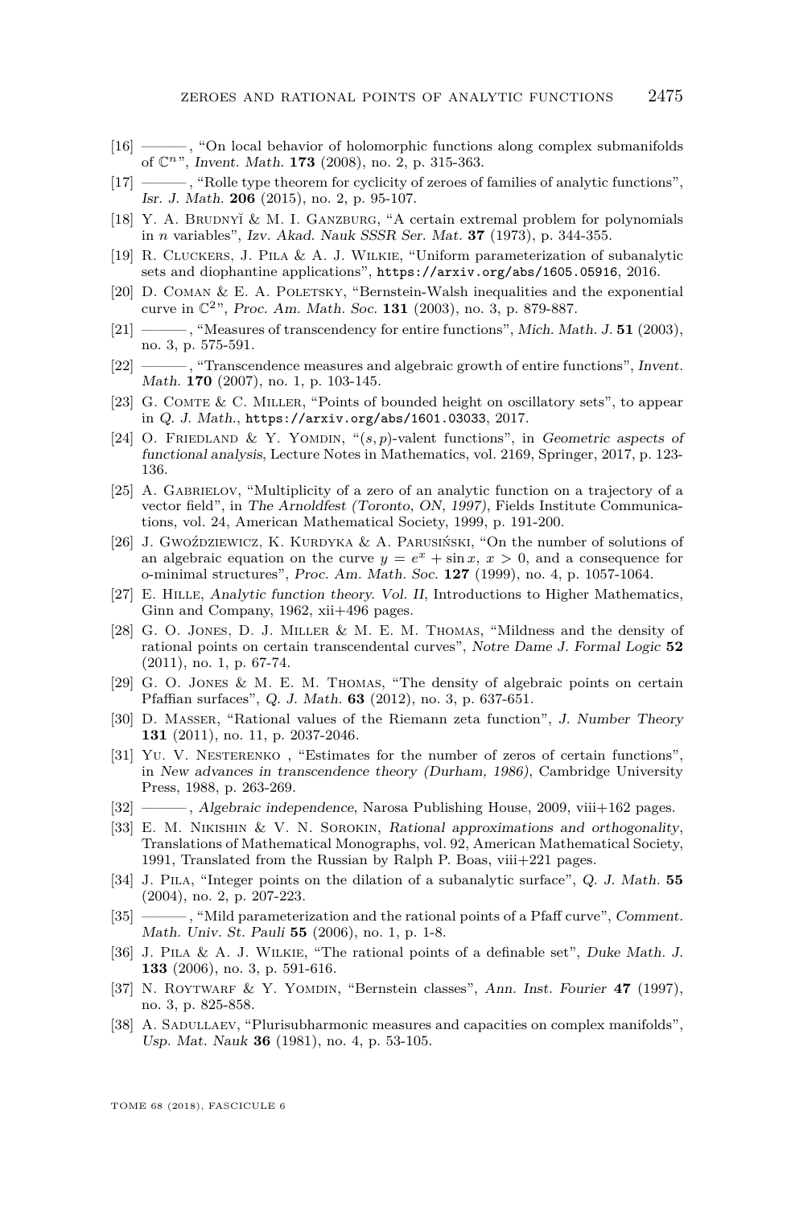[16] ———, "On local behavior of holomorphic functions along complex submanifolds of $\mathbb{C}^n$", *Invent. Math.* **173** (2008), no. 2, p. 315-363.

[17] ———, "Rolle type theorem for cyclicity of zeroes of families of analytic functions", *Isr. J. Math.* **206** (2015), no. 2, p. 95-107.

[18] Y. A. Brudnyĭ & M. I. Ganzburg, "A certain extremal problem for polynomials in $n$ variables", *Izv. Akad. Nauk SSSR Ser. Mat.* **37** (1973), p. 344-355.

[19] R. Cluckers, J. Pila & A. J. Wilkie, "Uniform parameterization of subanalytic sets and diophantine applications", https://arxiv.org/abs/1605.05916, 2016.

[20] D. Coman & E. A. Poletsky, "Bernstein-Walsh inequalities and the exponential curve in $\mathbb{C}^2$", *Proc. Am. Math. Soc.* **131** (2003), no. 3, p. 879-887.

[21] ———, "Measures of transcendency for entire functions", *Mich. Math. J.* **51** (2003), no. 3, p. 575-591.

[22] ———, "Transcendence measures and algebraic growth of entire functions", *Invent. Math.* **170** (2007), no. 1, p. 103-145.

[23] G. Comte & C. Miller, "Points of bounded height on oscillatory sets", to appear in *Q. J. Math.*, https://arxiv.org/abs/1601.03033, 2017.

[24] O. Friedland & Y. Yomdin, "$(s,p)$-valent functions", in *Geometric aspects of functional analysis*, Lecture Notes in Mathematics, vol. 2169, Springer, 2017, p. 123-136.

[25] A. Gabrielov, "Multiplicity of a zero of an analytic function on a trajectory of a vector field", in *The Arnoldfest (Toronto, ON, 1997)*, Fields Institute Communications, vol. 24, American Mathematical Society, 1999, p. 191-200.

[26] J. Gwoździewicz, K. Kurdyka & A. Parusiński, "On the number of solutions of an algebraic equation on the curve $y = e^x + \sin x$, $x > 0$, and a consequence for o-minimal structures", *Proc. Am. Math. Soc.* **127** (1999), no. 4, p. 1057-1064.

[27] E. Hille, *Analytic function theory. Vol. II*, Introductions to Higher Mathematics, Ginn and Company, 1962, xii+496 pages.

[28] G. O. Jones, D. J. Miller & M. E. M. Thomas, "Mildness and the density of rational points on certain transcendental curves", *Notre Dame J. Formal Logic* **52** (2011), no. 1, p. 67-74.

[29] G. O. Jones & M. E. M. Thomas, "The density of algebraic points on certain Pfaffian surfaces", *Q. J. Math.* **63** (2012), no. 3, p. 637-651.

[30] D. Masser, "Rational values of the Riemann zeta function", *J. Number Theory* **131** (2011), no. 11, p. 2037-2046.

[31] Yu. V. Nesterenko , "Estimates for the number of zeros of certain functions", in *New advances in transcendence theory (Durham, 1986)*, Cambridge University Press, 1988, p. 263-269.

[32] ———, *Algebraic independence*, Narosa Publishing House, 2009, viii+162 pages.

[33] E. M. Nikishin & V. N. Sorokin, *Rational approximations and orthogonality*, Translations of Mathematical Monographs, vol. 92, American Mathematical Society, 1991, Translated from the Russian by Ralph P. Boas, viii+221 pages.

[34] J. Pila, "Integer points on the dilation of a subanalytic surface", *Q. J. Math.* **55** (2004), no. 2, p. 207-223.

[35] ———, "Mild parameterization and the rational points of a Pfaff curve", *Comment. Math. Univ. St. Pauli* **55** (2006), no. 1, p. 1-8.

[36] J. Pila & A. J. Wilkie, "The rational points of a definable set", *Duke Math. J.* **133** (2006), no. 3, p. 591-616.

[37] N. Roytwarf & Y. Yomdin, "Bernstein classes", *Ann. Inst. Fourier* **47** (1997), no. 3, p. 825-858.

[38] A. Sadullaev, "Plurisubharmonic measures and capacities on complex manifolds", *Usp. Mat. Nauk* **36** (1981), no. 4, p. 53-105.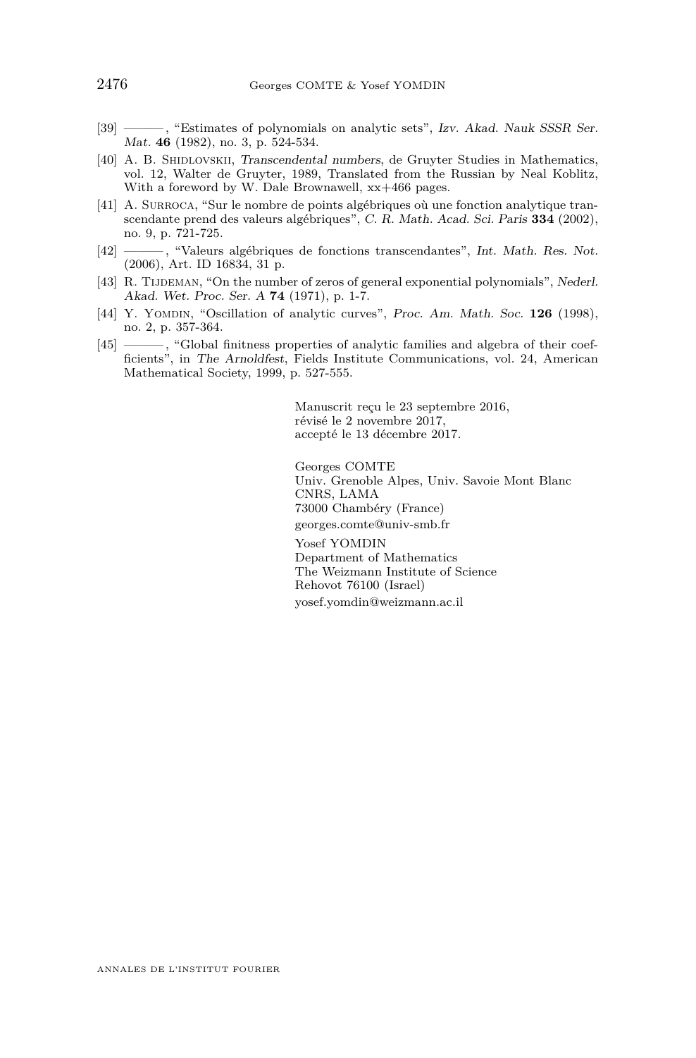[39] ———, "Estimates of polynomials on analytic sets", *Izv. Akad. Nauk SSSR Ser. Mat.* **46** (1982), no. 3, p. 524-534.

[40] A. B. Shidlovskii, *Transcendental numbers*, de Gruyter Studies in Mathematics, vol. 12, Walter de Gruyter, 1989, Translated from the Russian by Neal Koblitz, With a foreword by W. Dale Brownawell, xx+466 pages.

[41] A. Surroca, "Sur le nombre de points algébriques où une fonction analytique transcendante prend des valeurs algébriques", *C. R. Math. Acad. Sci. Paris* **334** (2002), no. 9, p. 721-725.

[42] ———, "Valeurs algébriques de fonctions transcendantes", *Int. Math. Res. Not.* (2006), Art. ID 16834, 31 p.

[43] R. Tijdeman, "On the number of zeros of general exponential polynomials", *Nederl. Akad. Wet. Proc. Ser. A* **74** (1971), p. 1-7.

[44] Y. Yomdin, "Oscillation of analytic curves", *Proc. Am. Math. Soc.* **126** (1998), no. 2, p. 357-364.

[45] ———, "Global finitness properties of analytic families and algebra of their coefficients", in *The Arnoldfest*, Fields Institute Communications, vol. 24, American Mathematical Society, 1999, p. 527-555.

Manuscrit reçu le 23 septembre 2016,
révisé le 2 novembre 2017,
accepté le 13 décembre 2017.

Georges COMTE
Univ. Grenoble Alpes, Univ. Savoie Mont Blanc
CNRS, LAMA
73000 Chambéry (France)
georges.comte@univ-smb.fr

Yosef YOMDIN
Department of Mathematics
The Weizmann Institute of Science
Rehovot 76100 (Israel)
yosef.yomdin@weizmann.ac.il